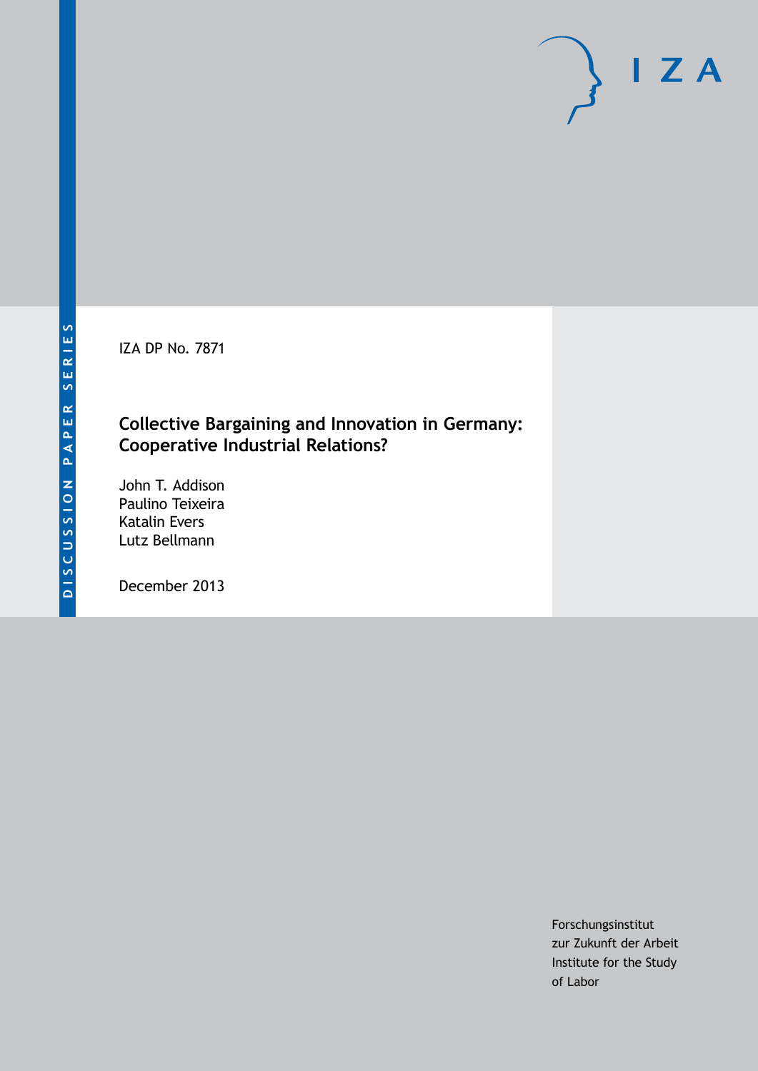DISCUSSION PAPER SERIES

IZA DP No. 7871

# Collective Bargaining and Innovation in Germany: Cooperative Industrial Relations?

John T. Addison
Paulino Teixeira
Katalin Evers
Lutz Bellmann

December 2013

Forschungsinstitut
zur Zukunft der Arbeit
Institute for the Study
of Labor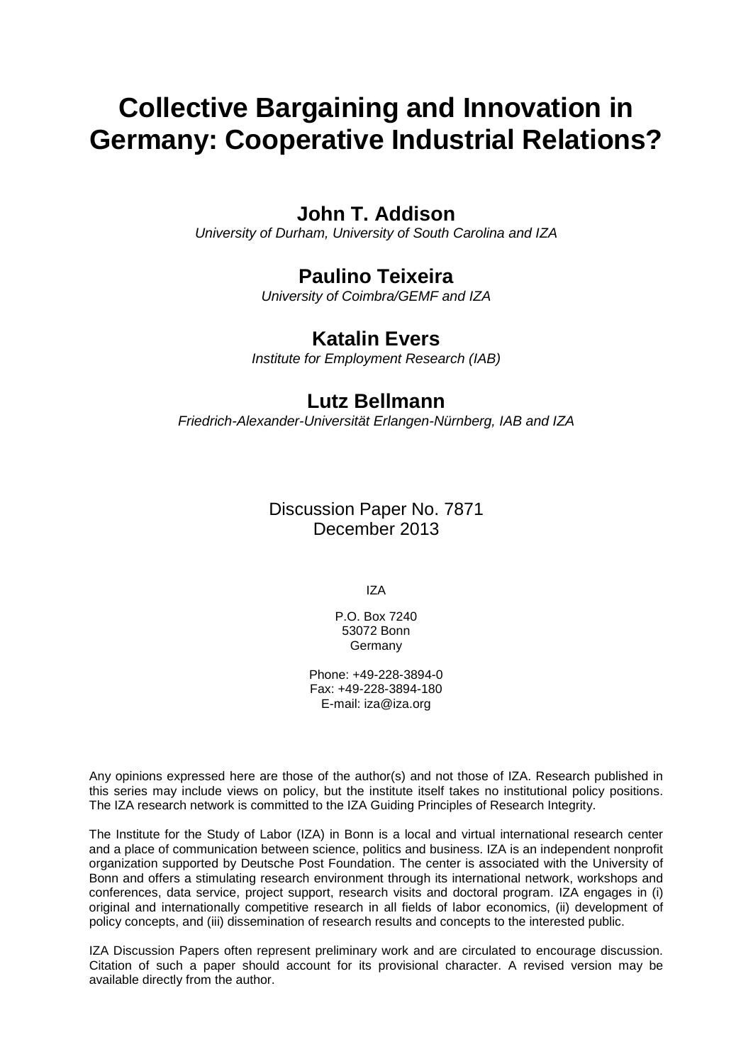# Collective Bargaining and Innovation in Germany: Cooperative Industrial Relations?

## John T. Addison

*University of Durham, University of South Carolina and IZA*

## Paulino Teixeira

*University of Coimbra/GEMF and IZA*

## Katalin Evers

*Institute for Employment Research (IAB)*

## Lutz Bellmann

*Friedrich-Alexander-Universität Erlangen-Nürnberg, IAB and IZA*

Discussion Paper No. 7871
December 2013

IZA

P.O. Box 7240
53072 Bonn
Germany

Phone: +49-228-3894-0
Fax: +49-228-3894-180
E-mail: iza@iza.org

Any opinions expressed here are those of the author(s) and not those of IZA. Research published in this series may include views on policy, but the institute itself takes no institutional policy positions. The IZA research network is committed to the IZA Guiding Principles of Research Integrity.

The Institute for the Study of Labor (IZA) in Bonn is a local and virtual international research center and a place of communication between science, politics and business. IZA is an independent nonprofit organization supported by Deutsche Post Foundation. The center is associated with the University of Bonn and offers a stimulating research environment through its international network, workshops and conferences, data service, project support, research visits and doctoral program. IZA engages in (i) original and internationally competitive research in all fields of labor economics, (ii) development of policy concepts, and (iii) dissemination of research results and concepts to the interested public.

IZA Discussion Papers often represent preliminary work and are circulated to encourage discussion. Citation of such a paper should account for its provisional character. A revised version may be available directly from the author.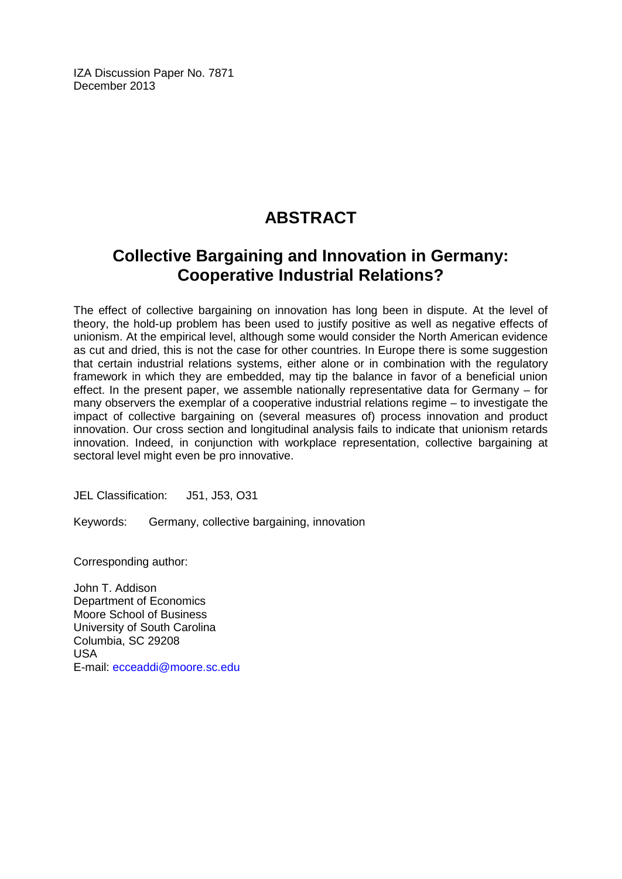IZA Discussion Paper No. 7871
December 2013

# ABSTRACT

## Collective Bargaining and Innovation in Germany: Cooperative Industrial Relations?

The effect of collective bargaining on innovation has long been in dispute. At the level of theory, the hold-up problem has been used to justify positive as well as negative effects of unionism. At the empirical level, although some would consider the North American evidence as cut and dried, this is not the case for other countries. In Europe there is some suggestion that certain industrial relations systems, either alone or in combination with the regulatory framework in which they are embedded, may tip the balance in favor of a beneficial union effect. In the present paper, we assemble nationally representative data for Germany – for many observers the exemplar of a cooperative industrial relations regime – to investigate the impact of collective bargaining on (several measures of) process innovation and product innovation. Our cross section and longitudinal analysis fails to indicate that unionism retards innovation. Indeed, in conjunction with workplace representation, collective bargaining at sectoral level might even be pro innovative.

JEL Classification: J51, J53, O31

Keywords: Germany, collective bargaining, innovation

Corresponding author:

John T. Addison
Department of Economics
Moore School of Business
University of South Carolina
Columbia, SC 29208
USA
E-mail: ecceaddi@moore.sc.edu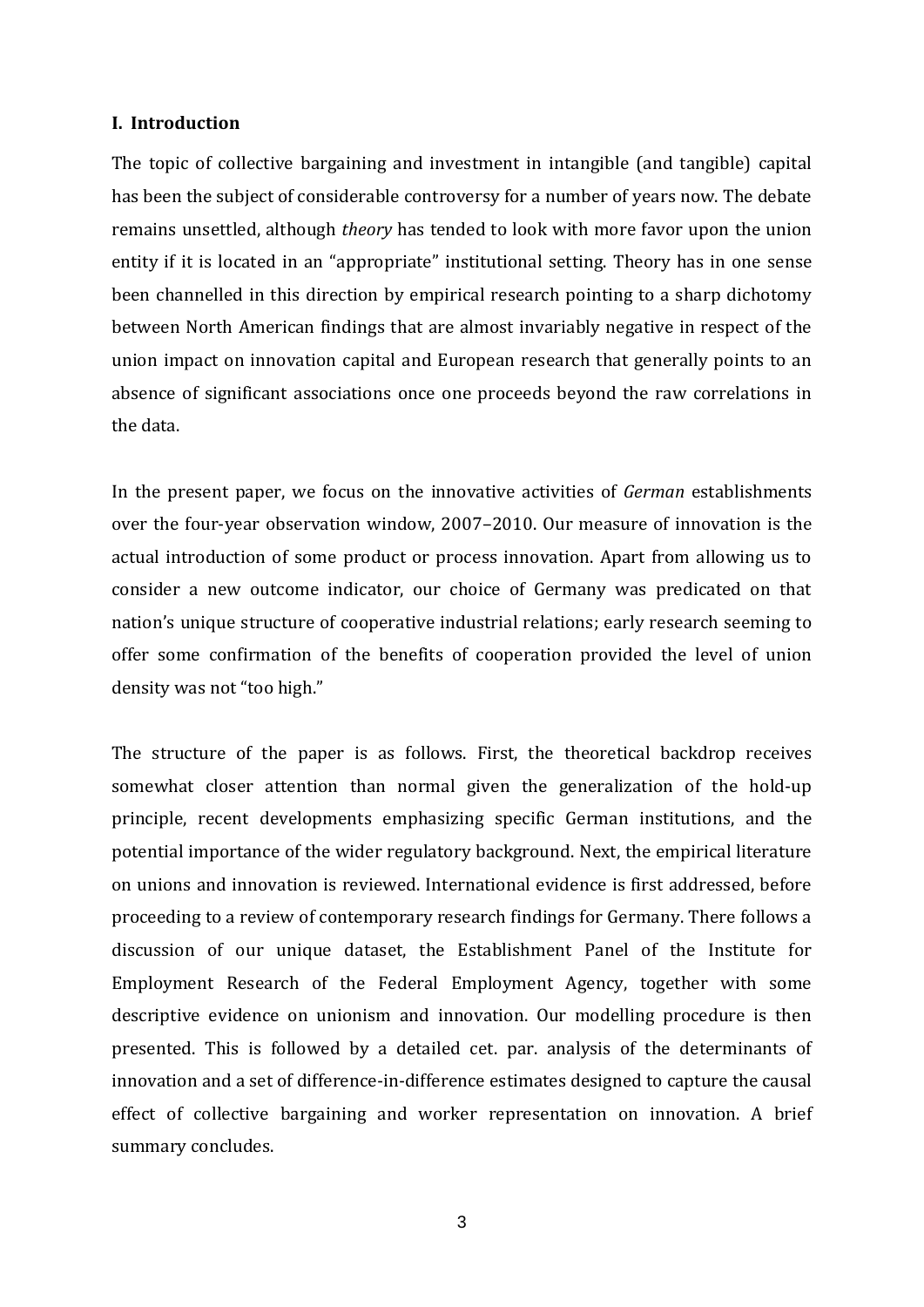## I. Introduction

The topic of collective bargaining and investment in intangible (and tangible) capital has been the subject of considerable controversy for a number of years now. The debate remains unsettled, although *theory* has tended to look with more favor upon the union entity if it is located in an "appropriate" institutional setting. Theory has in one sense been channelled in this direction by empirical research pointing to a sharp dichotomy between North American findings that are almost invariably negative in respect of the union impact on innovation capital and European research that generally points to an absence of significant associations once one proceeds beyond the raw correlations in the data.

In the present paper, we focus on the innovative activities of *German* establishments over the four-year observation window, 2007–2010. Our measure of innovation is the actual introduction of some product or process innovation. Apart from allowing us to consider a new outcome indicator, our choice of Germany was predicated on that nation's unique structure of cooperative industrial relations; early research seeming to offer some confirmation of the benefits of cooperation provided the level of union density was not "too high."

The structure of the paper is as follows. First, the theoretical backdrop receives somewhat closer attention than normal given the generalization of the hold-up principle, recent developments emphasizing specific German institutions, and the potential importance of the wider regulatory background. Next, the empirical literature on unions and innovation is reviewed. International evidence is first addressed, before proceeding to a review of contemporary research findings for Germany. There follows a discussion of our unique dataset, the Establishment Panel of the Institute for Employment Research of the Federal Employment Agency, together with some descriptive evidence on unionism and innovation. Our modelling procedure is then presented. This is followed by a detailed cet. par. analysis of the determinants of innovation and a set of difference-in-difference estimates designed to capture the causal effect of collective bargaining and worker representation on innovation. A brief summary concludes.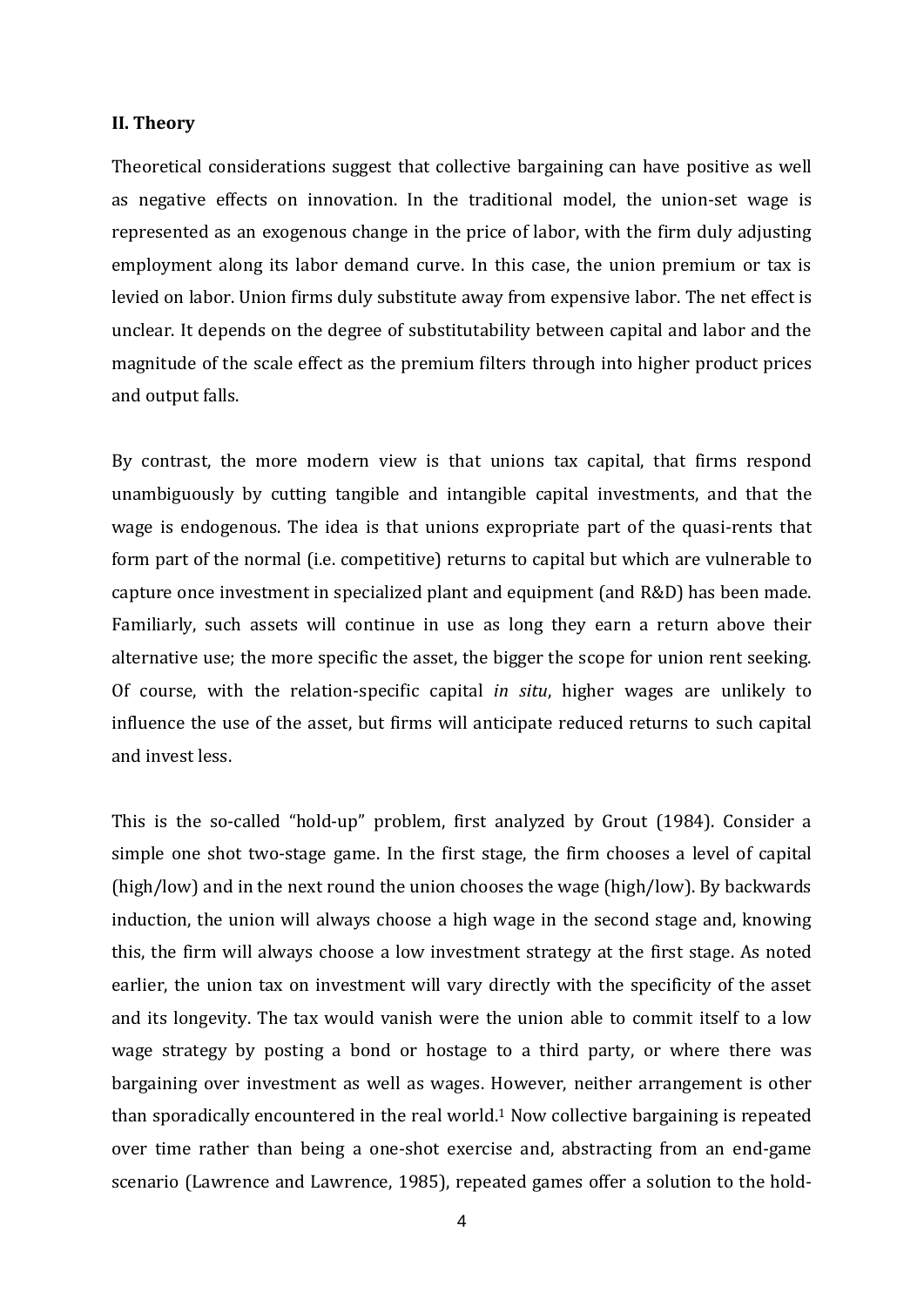**II. Theory**

Theoretical considerations suggest that collective bargaining can have positive as well as negative effects on innovation. In the traditional model, the union-set wage is represented as an exogenous change in the price of labor, with the firm duly adjusting employment along its labor demand curve. In this case, the union premium or tax is levied on labor. Union firms duly substitute away from expensive labor. The net effect is unclear. It depends on the degree of substitutability between capital and labor and the magnitude of the scale effect as the premium filters through into higher product prices and output falls.

By contrast, the more modern view is that unions tax capital, that firms respond unambiguously by cutting tangible and intangible capital investments, and that the wage is endogenous. The idea is that unions expropriate part of the quasi-rents that form part of the normal (i.e. competitive) returns to capital but which are vulnerable to capture once investment in specialized plant and equipment (and R&D) has been made. Familiarly, such assets will continue in use as long they earn a return above their alternative use; the more specific the asset, the bigger the scope for union rent seeking. Of course, with the relation-specific capital *in situ*, higher wages are unlikely to influence the use of the asset, but firms will anticipate reduced returns to such capital and invest less.

This is the so-called "hold-up" problem, first analyzed by Grout (1984). Consider a simple one shot two-stage game. In the first stage, the firm chooses a level of capital (high/low) and in the next round the union chooses the wage (high/low). By backwards induction, the union will always choose a high wage in the second stage and, knowing this, the firm will always choose a low investment strategy at the first stage. As noted earlier, the union tax on investment will vary directly with the specificity of the asset and its longevity. The tax would vanish were the union able to commit itself to a low wage strategy by posting a bond or hostage to a third party, or where there was bargaining over investment as well as wages. However, neither arrangement is other than sporadically encountered in the real world.[1] Now collective bargaining is repeated over time rather than being a one-shot exercise and, abstracting from an end-game scenario (Lawrence and Lawrence, 1985), repeated games offer a solution to the hold-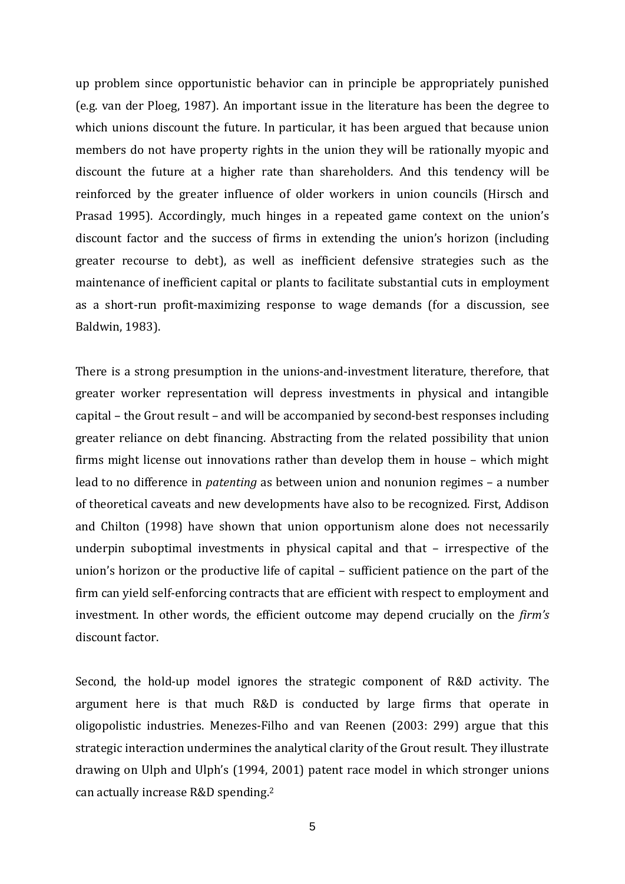up problem since opportunistic behavior can in principle be appropriately punished (e.g. van der Ploeg, 1987). An important issue in the literature has been the degree to which unions discount the future. In particular, it has been argued that because union members do not have property rights in the union they will be rationally myopic and discount the future at a higher rate than shareholders. And this tendency will be reinforced by the greater influence of older workers in union councils (Hirsch and Prasad 1995). Accordingly, much hinges in a repeated game context on the union's discount factor and the success of firms in extending the union's horizon (including greater recourse to debt), as well as inefficient defensive strategies such as the maintenance of inefficient capital or plants to facilitate substantial cuts in employment as a short-run profit-maximizing response to wage demands (for a discussion, see Baldwin, 1983).

There is a strong presumption in the unions-and-investment literature, therefore, that greater worker representation will depress investments in physical and intangible capital – the Grout result – and will be accompanied by second-best responses including greater reliance on debt financing. Abstracting from the related possibility that union firms might license out innovations rather than develop them in house – which might lead to no difference in *patenting* as between union and nonunion regimes – a number of theoretical caveats and new developments have also to be recognized. First, Addison and Chilton (1998) have shown that union opportunism alone does not necessarily underpin suboptimal investments in physical capital and that – irrespective of the union's horizon or the productive life of capital – sufficient patience on the part of the firm can yield self-enforcing contracts that are efficient with respect to employment and investment. In other words, the efficient outcome may depend crucially on the *firm's* discount factor.

Second, the hold-up model ignores the strategic component of R&D activity. The argument here is that much R&D is conducted by large firms that operate in oligopolistic industries. Menezes-Filho and van Reenen (2003: 299) argue that this strategic interaction undermines the analytical clarity of the Grout result. They illustrate drawing on Ulph and Ulph's (1994, 2001) patent race model in which stronger unions can actually increase R&D spending.[2]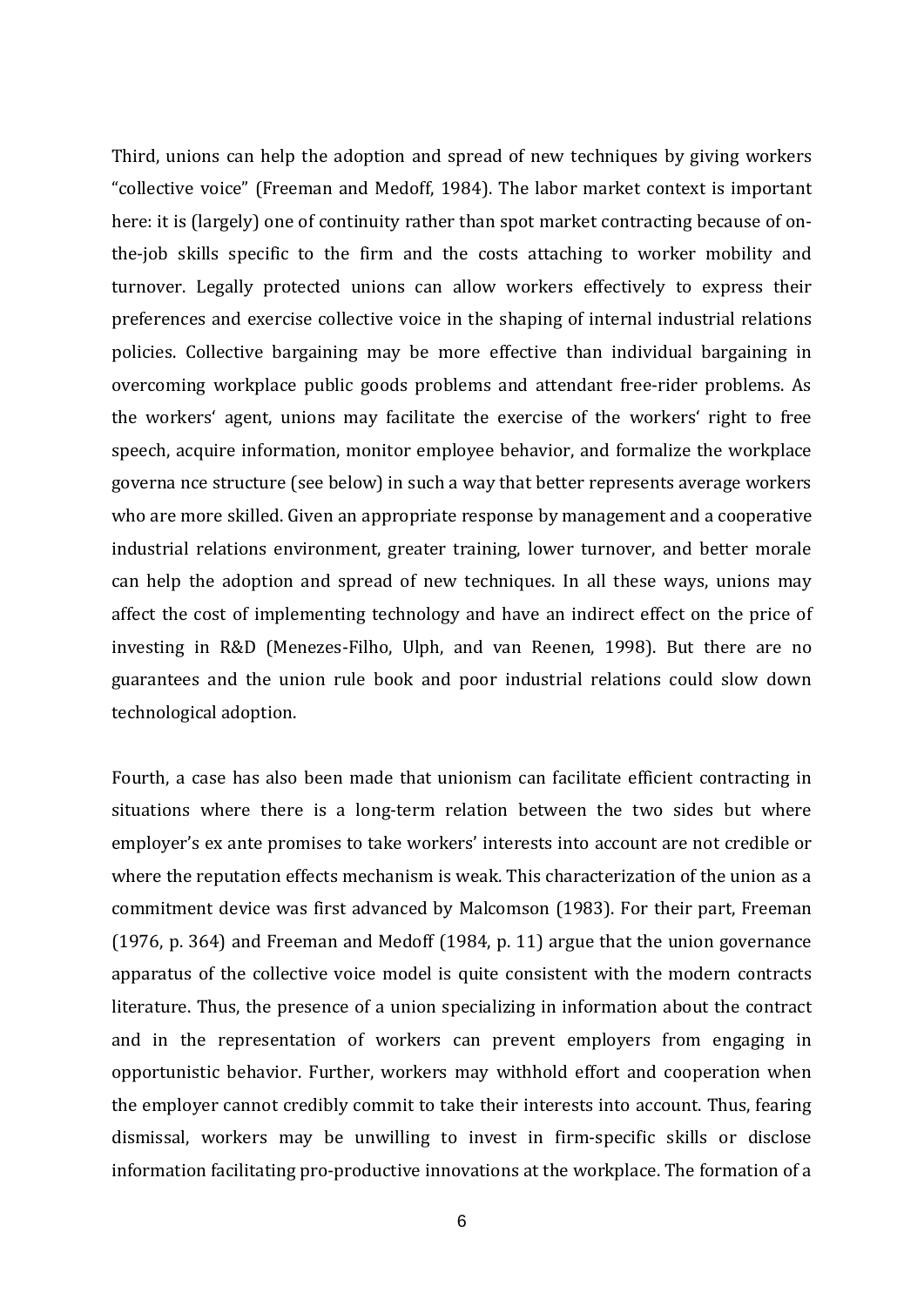Third, unions can help the adoption and spread of new techniques by giving workers "collective voice" (Freeman and Medoff, 1984). The labor market context is important here: it is (largely) one of continuity rather than spot market contracting because of on-the-job skills specific to the firm and the costs attaching to worker mobility and turnover. Legally protected unions can allow workers effectively to express their preferences and exercise collective voice in the shaping of internal industrial relations policies. Collective bargaining may be more effective than individual bargaining in overcoming workplace public goods problems and attendant free-rider problems. As the workers' agent, unions may facilitate the exercise of the workers' right to free speech, acquire information, monitor employee behavior, and formalize the workplace governa nce structure (see below) in such a way that better represents average workers who are more skilled. Given an appropriate response by management and a cooperative industrial relations environment, greater training, lower turnover, and better morale can help the adoption and spread of new techniques. In all these ways, unions may affect the cost of implementing technology and have an indirect effect on the price of investing in R&D (Menezes-Filho, Ulph, and van Reenen, 1998). But there are no guarantees and the union rule book and poor industrial relations could slow down technological adoption.

Fourth, a case has also been made that unionism can facilitate efficient contracting in situations where there is a long-term relation between the two sides but where employer's ex ante promises to take workers' interests into account are not credible or where the reputation effects mechanism is weak. This characterization of the union as a commitment device was first advanced by Malcomson (1983). For their part, Freeman (1976, p. 364) and Freeman and Medoff (1984, p. 11) argue that the union governance apparatus of the collective voice model is quite consistent with the modern contracts literature. Thus, the presence of a union specializing in information about the contract and in the representation of workers can prevent employers from engaging in opportunistic behavior. Further, workers may withhold effort and cooperation when the employer cannot credibly commit to take their interests into account. Thus, fearing dismissal, workers may be unwilling to invest in firm-specific skills or disclose information facilitating pro-productive innovations at the workplace. The formation of a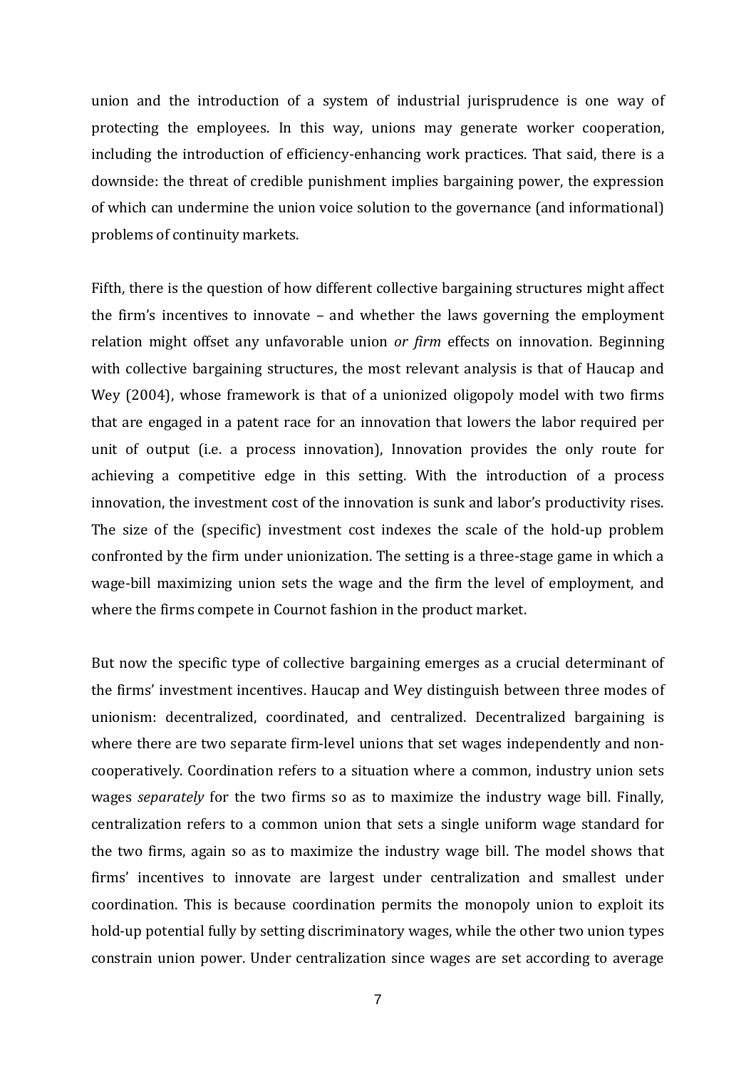union and the introduction of a system of industrial jurisprudence is one way of protecting the employees. In this way, unions may generate worker cooperation, including the introduction of efficiency-enhancing work practices. That said, there is a downside: the threat of credible punishment implies bargaining power, the expression of which can undermine the union voice solution to the governance (and informational) problems of continuity markets.

Fifth, there is the question of how different collective bargaining structures might affect the firm's incentives to innovate – and whether the laws governing the employment relation might offset any unfavorable union *or firm* effects on innovation. Beginning with collective bargaining structures, the most relevant analysis is that of Haucap and Wey (2004), whose framework is that of a unionized oligopoly model with two firms that are engaged in a patent race for an innovation that lowers the labor required per unit of output (i.e. a process innovation), Innovation provides the only route for achieving a competitive edge in this setting. With the introduction of a process innovation, the investment cost of the innovation is sunk and labor's productivity rises. The size of the (specific) investment cost indexes the scale of the hold-up problem confronted by the firm under unionization. The setting is a three-stage game in which a wage-bill maximizing union sets the wage and the firm the level of employment, and where the firms compete in Cournot fashion in the product market.

But now the specific type of collective bargaining emerges as a crucial determinant of the firms' investment incentives. Haucap and Wey distinguish between three modes of unionism: decentralized, coordinated, and centralized. Decentralized bargaining is where there are two separate firm-level unions that set wages independently and non-cooperatively. Coordination refers to a situation where a common, industry union sets wages *separately* for the two firms so as to maximize the industry wage bill. Finally, centralization refers to a common union that sets a single uniform wage standard for the two firms, again so as to maximize the industry wage bill. The model shows that firms' incentives to innovate are largest under centralization and smallest under coordination. This is because coordination permits the monopoly union to exploit its hold-up potential fully by setting discriminatory wages, while the other two union types constrain union power. Under centralization since wages are set according to average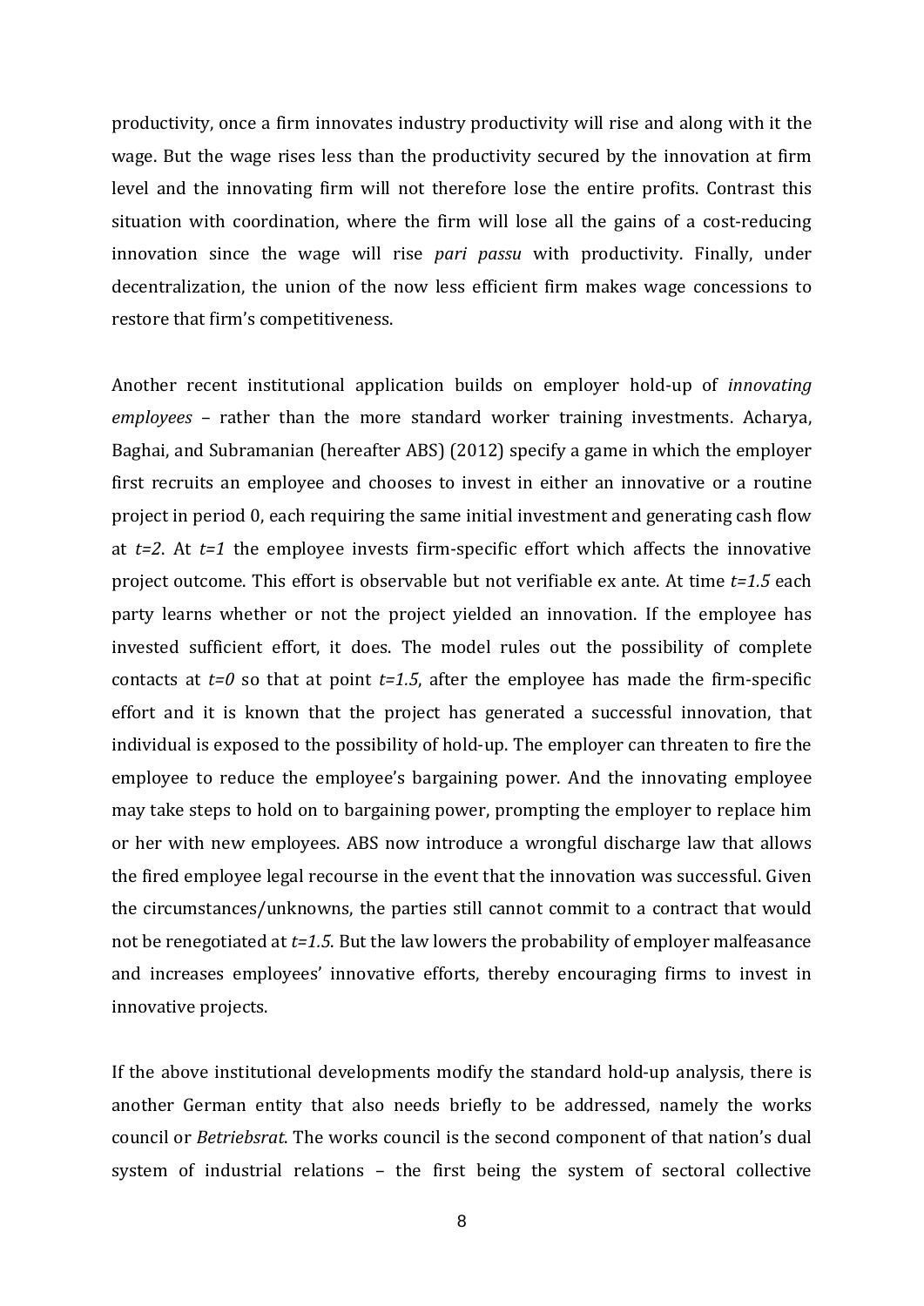productivity, once a firm innovates industry productivity will rise and along with it the wage. But the wage rises less than the productivity secured by the innovation at firm level and the innovating firm will not therefore lose the entire profits. Contrast this situation with coordination, where the firm will lose all the gains of a cost-reducing innovation since the wage will rise *pari passu* with productivity. Finally, under decentralization, the union of the now less efficient firm makes wage concessions to restore that firm's competitiveness.

Another recent institutional application builds on employer hold-up of *innovating employees* – rather than the more standard worker training investments. Acharya, Baghai, and Subramanian (hereafter ABS) (2012) specify a game in which the employer first recruits an employee and chooses to invest in either an innovative or a routine project in period 0, each requiring the same initial investment and generating cash flow at *t=2*. At *t=1* the employee invests firm-specific effort which affects the innovative project outcome. This effort is observable but not verifiable ex ante. At time *t=1.5* each party learns whether or not the project yielded an innovation. If the employee has invested sufficient effort, it does. The model rules out the possibility of complete contacts at *t=0* so that at point *t=1.5*, after the employee has made the firm-specific effort and it is known that the project has generated a successful innovation, that individual is exposed to the possibility of hold-up. The employer can threaten to fire the employee to reduce the employee's bargaining power. And the innovating employee may take steps to hold on to bargaining power, prompting the employer to replace him or her with new employees. ABS now introduce a wrongful discharge law that allows the fired employee legal recourse in the event that the innovation was successful. Given the circumstances/unknowns, the parties still cannot commit to a contract that would not be renegotiated at *t=1.5*. But the law lowers the probability of employer malfeasance and increases employees' innovative efforts, thereby encouraging firms to invest in innovative projects.

If the above institutional developments modify the standard hold-up analysis, there is another German entity that also needs briefly to be addressed, namely the works council or *Betriebsrat*. The works council is the second component of that nation's dual system of industrial relations – the first being the system of sectoral collective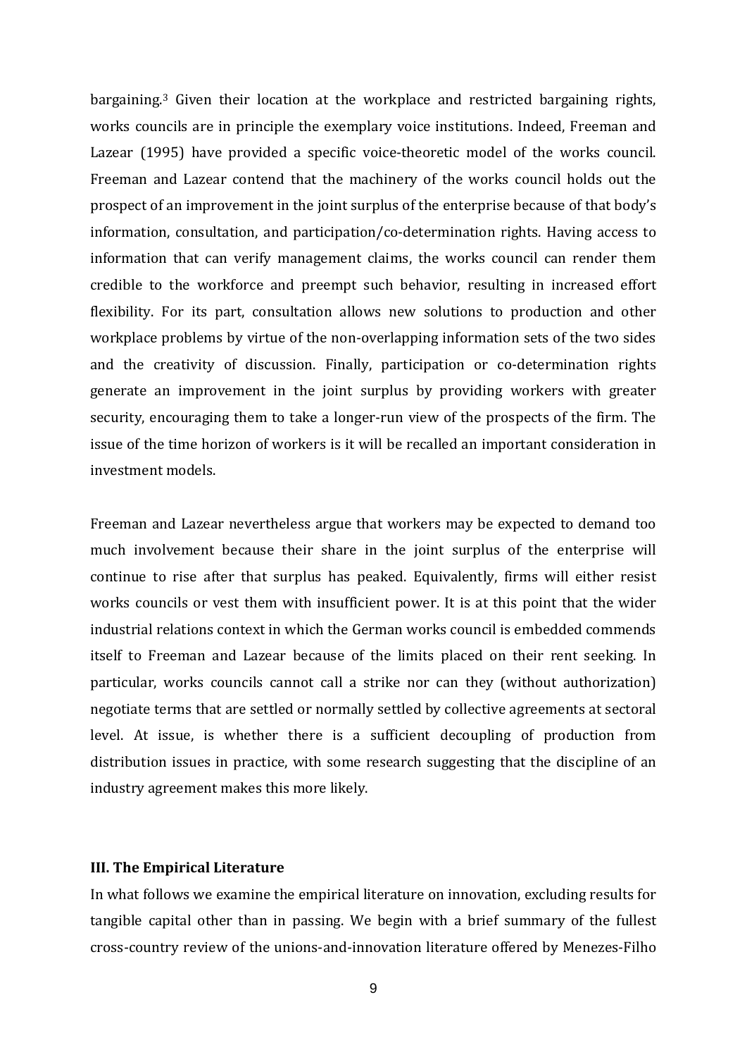bargaining.[3] Given their location at the workplace and restricted bargaining rights, works councils are in principle the exemplary voice institutions. Indeed, Freeman and Lazear (1995) have provided a specific voice-theoretic model of the works council. Freeman and Lazear contend that the machinery of the works council holds out the prospect of an improvement in the joint surplus of the enterprise because of that body's information, consultation, and participation/co-determination rights. Having access to information that can verify management claims, the works council can render them credible to the workforce and preempt such behavior, resulting in increased effort flexibility. For its part, consultation allows new solutions to production and other workplace problems by virtue of the non-overlapping information sets of the two sides and the creativity of discussion. Finally, participation or co-determination rights generate an improvement in the joint surplus by providing workers with greater security, encouraging them to take a longer-run view of the prospects of the firm. The issue of the time horizon of workers is it will be recalled an important consideration in investment models.

Freeman and Lazear nevertheless argue that workers may be expected to demand too much involvement because their share in the joint surplus of the enterprise will continue to rise after that surplus has peaked. Equivalently, firms will either resist works councils or vest them with insufficient power. It is at this point that the wider industrial relations context in which the German works council is embedded commends itself to Freeman and Lazear because of the limits placed on their rent seeking. In particular, works councils cannot call a strike nor can they (without authorization) negotiate terms that are settled or normally settled by collective agreements at sectoral level. At issue, is whether there is a sufficient decoupling of production from distribution issues in practice, with some research suggesting that the discipline of an industry agreement makes this more likely.

## III. The Empirical Literature

In what follows we examine the empirical literature on innovation, excluding results for tangible capital other than in passing. We begin with a brief summary of the fullest cross-country review of the unions-and-innovation literature offered by Menezes-Filho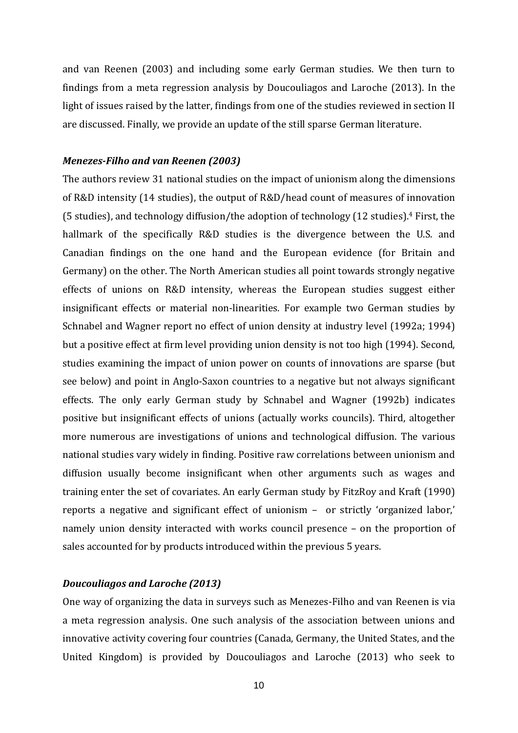and van Reenen (2003) and including some early German studies. We then turn to findings from a meta regression analysis by Doucouliagos and Laroche (2013). In the light of issues raised by the latter, findings from one of the studies reviewed in section II are discussed. Finally, we provide an update of the still sparse German literature.

### *Menezes-Filho and van Reenen (2003)*

The authors review 31 national studies on the impact of unionism along the dimensions of R&D intensity (14 studies), the output of R&D/head count of measures of innovation (5 studies), and technology diffusion/the adoption of technology (12 studies).[4] First, the hallmark of the specifically R&D studies is the divergence between the U.S. and Canadian findings on the one hand and the European evidence (for Britain and Germany) on the other. The North American studies all point towards strongly negative effects of unions on R&D intensity, whereas the European studies suggest either insignificant effects or material non-linearities. For example two German studies by Schnabel and Wagner report no effect of union density at industry level (1992a; 1994) but a positive effect at firm level providing union density is not too high (1994). Second, studies examining the impact of union power on counts of innovations are sparse (but see below) and point in Anglo-Saxon countries to a negative but not always significant effects. The only early German study by Schnabel and Wagner (1992b) indicates positive but insignificant effects of unions (actually works councils). Third, altogether more numerous are investigations of unions and technological diffusion. The various national studies vary widely in finding. Positive raw correlations between unionism and diffusion usually become insignificant when other arguments such as wages and training enter the set of covariates. An early German study by FitzRoy and Kraft (1990) reports a negative and significant effect of unionism – or strictly 'organized labor,' namely union density interacted with works council presence – on the proportion of sales accounted for by products introduced within the previous 5 years.

### *Doucouliagos and Laroche (2013)*

One way of organizing the data in surveys such as Menezes-Filho and van Reenen is via a meta regression analysis. One such analysis of the association between unions and innovative activity covering four countries (Canada, Germany, the United States, and the United Kingdom) is provided by Doucouliagos and Laroche (2013) who seek to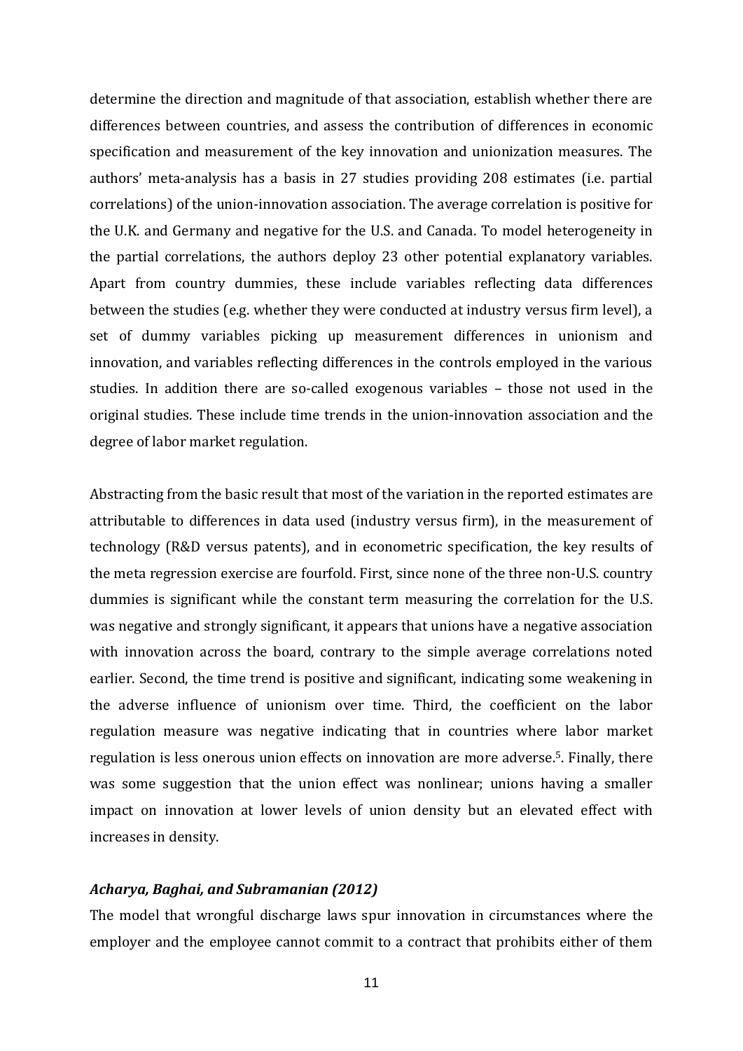determine the direction and magnitude of that association, establish whether there are differences between countries, and assess the contribution of differences in economic specification and measurement of the key innovation and unionization measures. The authors' meta-analysis has a basis in 27 studies providing 208 estimates (i.e. partial correlations) of the union-innovation association. The average correlation is positive for the U.K. and Germany and negative for the U.S. and Canada. To model heterogeneity in the partial correlations, the authors deploy 23 other potential explanatory variables. Apart from country dummies, these include variables reflecting data differences between the studies (e.g. whether they were conducted at industry versus firm level), a set of dummy variables picking up measurement differences in unionism and innovation, and variables reflecting differences in the controls employed in the various studies. In addition there are so-called exogenous variables – those not used in the original studies. These include time trends in the union-innovation association and the degree of labor market regulation.

Abstracting from the basic result that most of the variation in the reported estimates are attributable to differences in data used (industry versus firm), in the measurement of technology (R&D versus patents), and in econometric specification, the key results of the meta regression exercise are fourfold. First, since none of the three non-U.S. country dummies is significant while the constant term measuring the correlation for the U.S. was negative and strongly significant, it appears that unions have a negative association with innovation across the board, contrary to the simple average correlations noted earlier. Second, the time trend is positive and significant, indicating some weakening in the adverse influence of unionism over time. Third, the coefficient on the labor regulation measure was negative indicating that in countries where labor market regulation is less onerous union effects on innovation are more adverse.[5]. Finally, there was some suggestion that the union effect was nonlinear; unions having a smaller impact on innovation at lower levels of union density but an elevated effect with increases in density.

### *Acharya, Baghai, and Subramanian (2012)*

The model that wrongful discharge laws spur innovation in circumstances where the employer and the employee cannot commit to a contract that prohibits either of them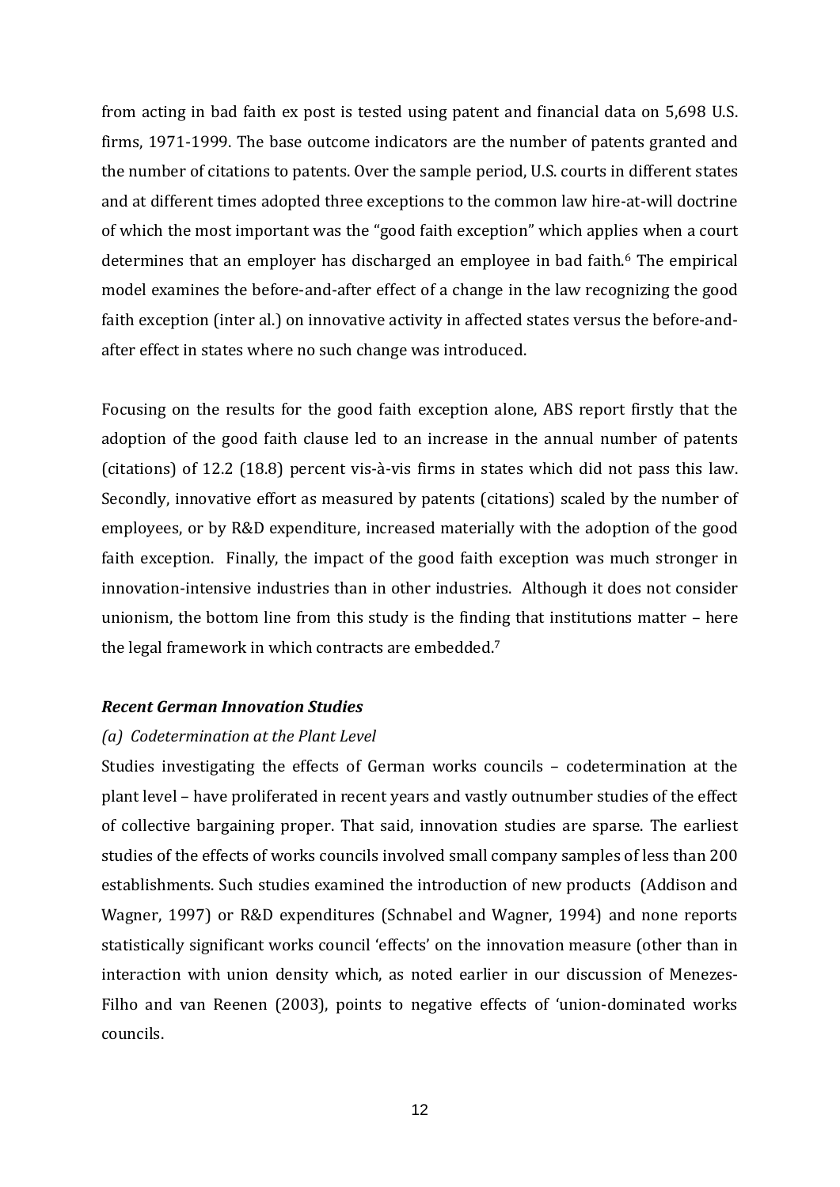from acting in bad faith ex post is tested using patent and financial data on 5,698 U.S. firms, 1971-1999. The base outcome indicators are the number of patents granted and the number of citations to patents. Over the sample period, U.S. courts in different states and at different times adopted three exceptions to the common law hire-at-will doctrine of which the most important was the "good faith exception" which applies when a court determines that an employer has discharged an employee in bad faith.[6] The empirical model examines the before-and-after effect of a change in the law recognizing the good faith exception (inter al.) on innovative activity in affected states versus the before-and-after effect in states where no such change was introduced.

Focusing on the results for the good faith exception alone, ABS report firstly that the adoption of the good faith clause led to an increase in the annual number of patents (citations) of 12.2 (18.8) percent vis-à-vis firms in states which did not pass this law. Secondly, innovative effort as measured by patents (citations) scaled by the number of employees, or by R&D expenditure, increased materially with the adoption of the good faith exception. Finally, the impact of the good faith exception was much stronger in innovation-intensive industries than in other industries. Although it does not consider unionism, the bottom line from this study is the finding that institutions matter – here the legal framework in which contracts are embedded.[7]

### *Recent German Innovation Studies*

*(a) Codetermination at the Plant Level*

Studies investigating the effects of German works councils – codetermination at the plant level – have proliferated in recent years and vastly outnumber studies of the effect of collective bargaining proper. That said, innovation studies are sparse. The earliest studies of the effects of works councils involved small company samples of less than 200 establishments. Such studies examined the introduction of new products (Addison and Wagner, 1997) or R&D expenditures (Schnabel and Wagner, 1994) and none reports statistically significant works council 'effects' on the innovation measure (other than in interaction with union density which, as noted earlier in our discussion of Menezes-Filho and van Reenen (2003), points to negative effects of 'union-dominated works councils.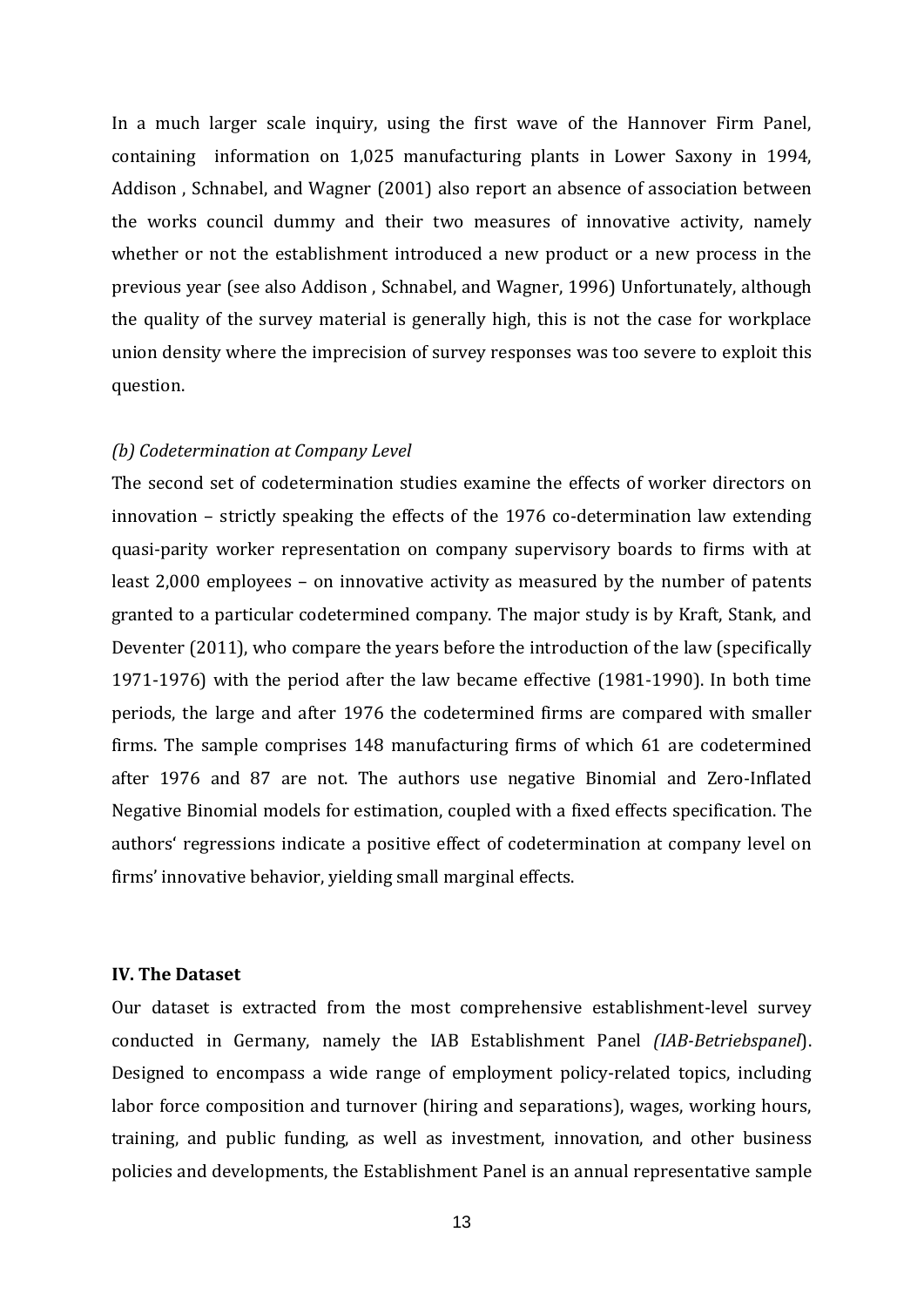In a much larger scale inquiry, using the first wave of the Hannover Firm Panel, containing information on 1,025 manufacturing plants in Lower Saxony in 1994, Addison , Schnabel, and Wagner (2001) also report an absence of association between the works council dummy and their two measures of innovative activity, namely whether or not the establishment introduced a new product or a new process in the previous year (see also Addison , Schnabel, and Wagner, 1996) Unfortunately, although the quality of the survey material is generally high, this is not the case for workplace union density where the imprecision of survey responses was too severe to exploit this question.

*(b) Codetermination at Company Level*

The second set of codetermination studies examine the effects of worker directors on innovation – strictly speaking the effects of the 1976 co-determination law extending quasi-parity worker representation on company supervisory boards to firms with at least 2,000 employees – on innovative activity as measured by the number of patents granted to a particular codetermined company. The major study is by Kraft, Stank, and Deventer (2011), who compare the years before the introduction of the law (specifically 1971-1976) with the period after the law became effective (1981-1990). In both time periods, the large and after 1976 the codetermined firms are compared with smaller firms. The sample comprises 148 manufacturing firms of which 61 are codetermined after 1976 and 87 are not. The authors use negative Binomial and Zero-Inflated Negative Binomial models for estimation, coupled with a fixed effects specification. The authors' regressions indicate a positive effect of codetermination at company level on firms' innovative behavior, yielding small marginal effects.

## IV. The Dataset

Our dataset is extracted from the most comprehensive establishment-level survey conducted in Germany, namely the IAB Establishment Panel *(IAB-Betriebspanel*). Designed to encompass a wide range of employment policy-related topics, including labor force composition and turnover (hiring and separations), wages, working hours, training, and public funding, as well as investment, innovation, and other business policies and developments, the Establishment Panel is an annual representative sample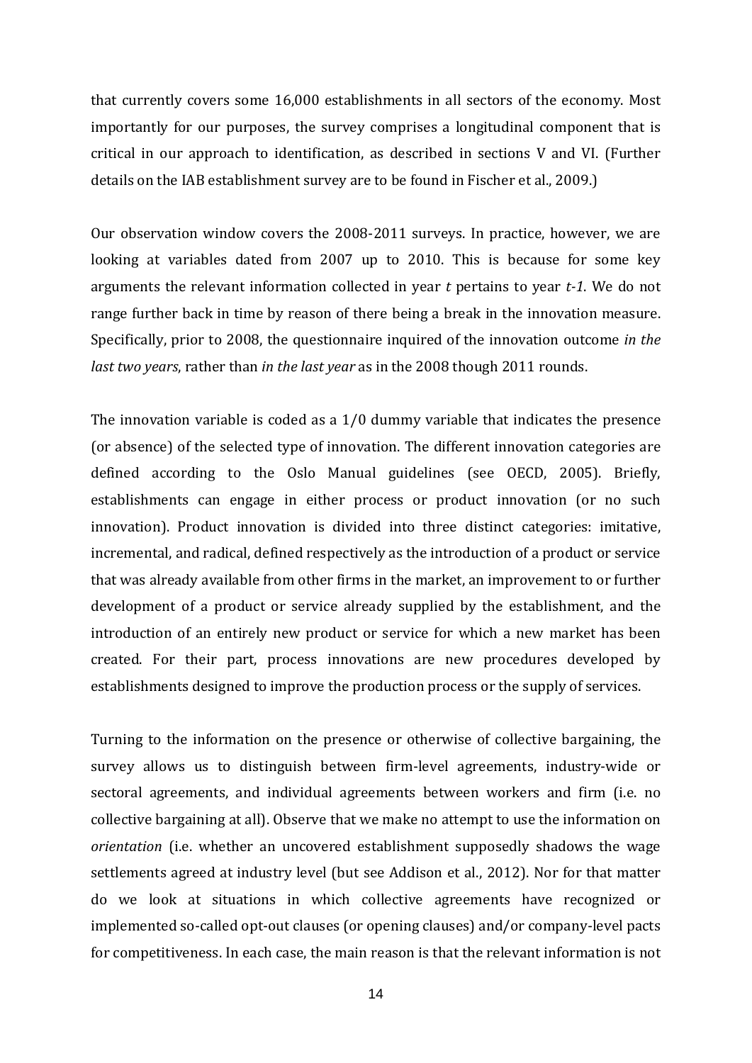that currently covers some 16,000 establishments in all sectors of the economy. Most importantly for our purposes, the survey comprises a longitudinal component that is critical in our approach to identification, as described in sections V and VI. (Further details on the IAB establishment survey are to be found in Fischer et al., 2009.)

Our observation window covers the 2008-2011 surveys. In practice, however, we are looking at variables dated from 2007 up to 2010. This is because for some key arguments the relevant information collected in year *t* pertains to year *t-1*. We do not range further back in time by reason of there being a break in the innovation measure. Specifically, prior to 2008, the questionnaire inquired of the innovation outcome *in the last two years*, rather than *in the last year* as in the 2008 though 2011 rounds.

The innovation variable is coded as a 1/0 dummy variable that indicates the presence (or absence) of the selected type of innovation. The different innovation categories are defined according to the Oslo Manual guidelines (see OECD, 2005). Briefly, establishments can engage in either process or product innovation (or no such innovation). Product innovation is divided into three distinct categories: imitative, incremental, and radical, defined respectively as the introduction of a product or service that was already available from other firms in the market, an improvement to or further development of a product or service already supplied by the establishment, and the introduction of an entirely new product or service for which a new market has been created. For their part, process innovations are new procedures developed by establishments designed to improve the production process or the supply of services.

Turning to the information on the presence or otherwise of collective bargaining, the survey allows us to distinguish between firm-level agreements, industry-wide or sectoral agreements, and individual agreements between workers and firm (i.e. no collective bargaining at all). Observe that we make no attempt to use the information on *orientation* (i.e. whether an uncovered establishment supposedly shadows the wage settlements agreed at industry level (but see Addison et al., 2012). Nor for that matter do we look at situations in which collective agreements have recognized or implemented so-called opt-out clauses (or opening clauses) and/or company-level pacts for competitiveness. In each case, the main reason is that the relevant information is not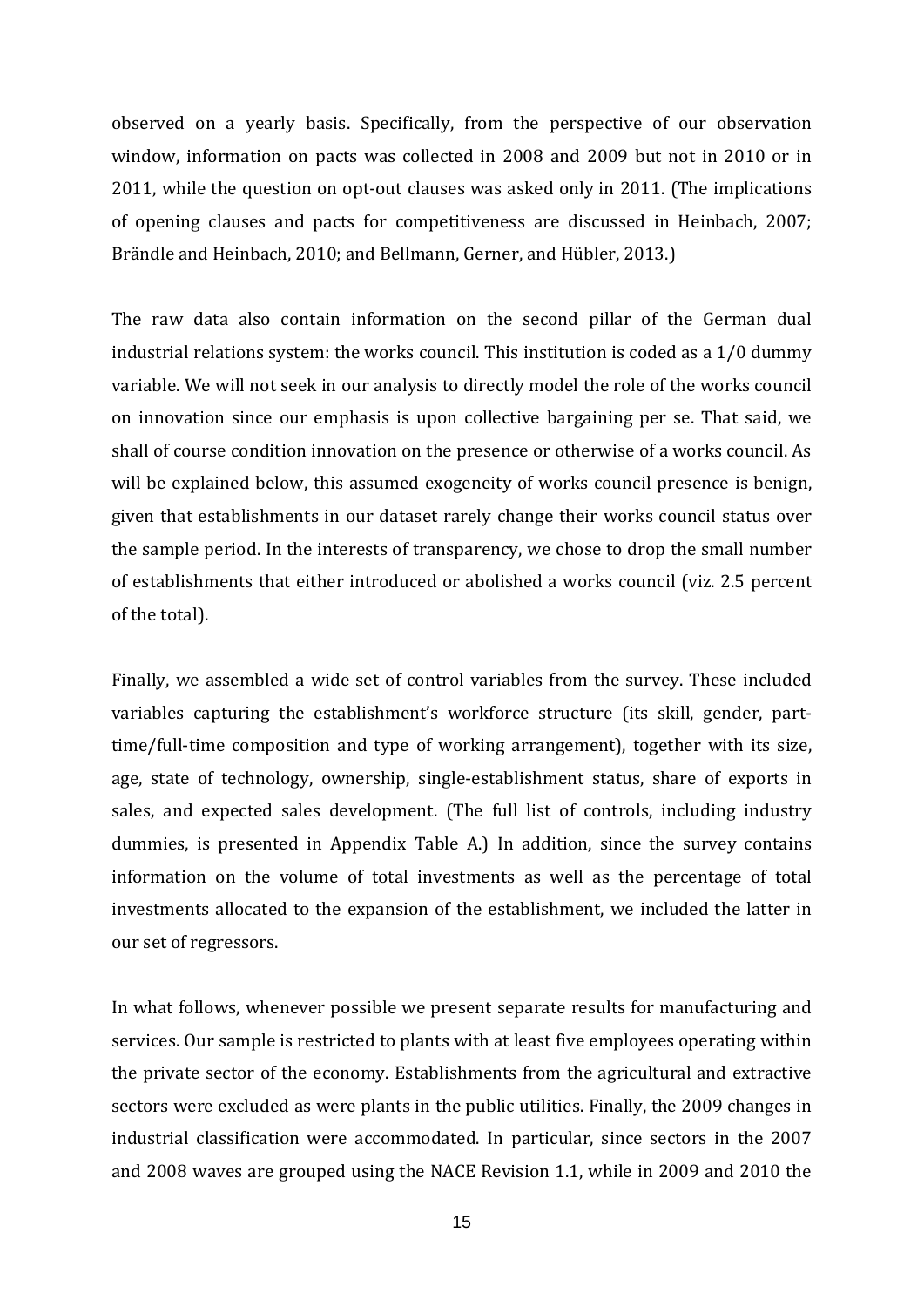observed on a yearly basis. Specifically, from the perspective of our observation window, information on pacts was collected in 2008 and 2009 but not in 2010 or in 2011, while the question on opt-out clauses was asked only in 2011. (The implications of opening clauses and pacts for competitiveness are discussed in Heinbach, 2007; Brändle and Heinbach, 2010; and Bellmann, Gerner, and Hübler, 2013.)

The raw data also contain information on the second pillar of the German dual industrial relations system: the works council. This institution is coded as a 1/0 dummy variable. We will not seek in our analysis to directly model the role of the works council on innovation since our emphasis is upon collective bargaining per se. That said, we shall of course condition innovation on the presence or otherwise of a works council. As will be explained below, this assumed exogeneity of works council presence is benign, given that establishments in our dataset rarely change their works council status over the sample period. In the interests of transparency, we chose to drop the small number of establishments that either introduced or abolished a works council (viz. 2.5 percent of the total).

Finally, we assembled a wide set of control variables from the survey. These included variables capturing the establishment's workforce structure (its skill, gender, part-time/full-time composition and type of working arrangement), together with its size, age, state of technology, ownership, single-establishment status, share of exports in sales, and expected sales development. (The full list of controls, including industry dummies, is presented in Appendix Table A.) In addition, since the survey contains information on the volume of total investments as well as the percentage of total investments allocated to the expansion of the establishment, we included the latter in our set of regressors.

In what follows, whenever possible we present separate results for manufacturing and services. Our sample is restricted to plants with at least five employees operating within the private sector of the economy. Establishments from the agricultural and extractive sectors were excluded as were plants in the public utilities. Finally, the 2009 changes in industrial classification were accommodated. In particular, since sectors in the 2007 and 2008 waves are grouped using the NACE Revision 1.1, while in 2009 and 2010 the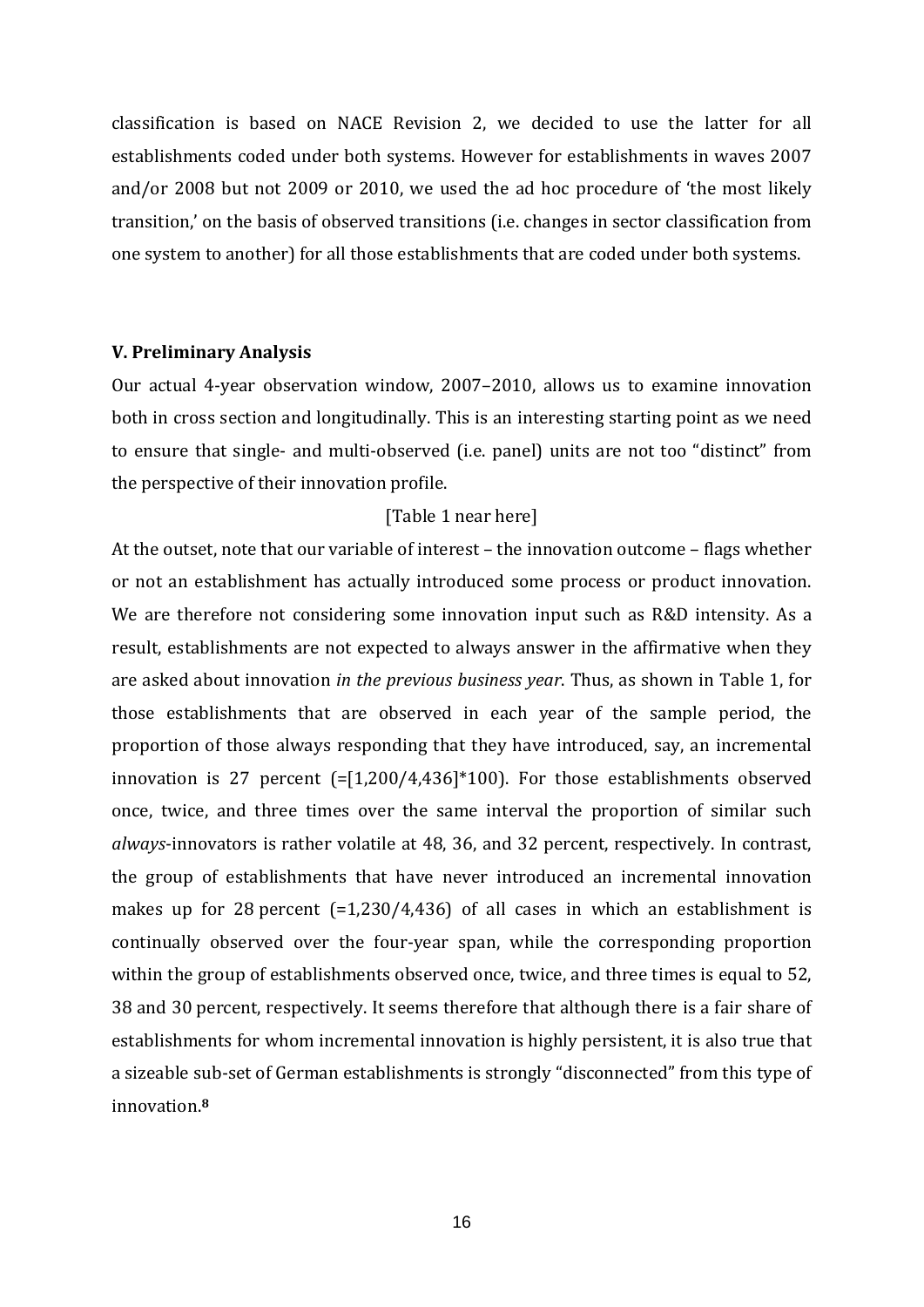classification is based on NACE Revision 2, we decided to use the latter for all establishments coded under both systems. However for establishments in waves 2007 and/or 2008 but not 2009 or 2010, we used the ad hoc procedure of 'the most likely transition,' on the basis of observed transitions (i.e. changes in sector classification from one system to another) for all those establishments that are coded under both systems.

### V. Preliminary Analysis

Our actual 4-year observation window, 2007–2010, allows us to examine innovation both in cross section and longitudinally. This is an interesting starting point as we need to ensure that single- and multi-observed (i.e. panel) units are not too "distinct" from the perspective of their innovation profile.

[Table 1 near here]

At the outset, note that our variable of interest – the innovation outcome – flags whether or not an establishment has actually introduced some process or product innovation. We are therefore not considering some innovation input such as R&D intensity. As a result, establishments are not expected to always answer in the affirmative when they are asked about innovation *in the previous business year*. Thus, as shown in Table 1, for those establishments that are observed in each year of the sample period, the proportion of those always responding that they have introduced, say, an incremental innovation is 27 percent (=[1,200/4,436]*100). For those establishments observed once, twice, and three times over the same interval the proportion of similar such *always*-innovators is rather volatile at 48, 36, and 32 percent, respectively. In contrast, the group of establishments that have never introduced an incremental innovation makes up for 28 percent (=1,230/4,436) of all cases in which an establishment is continually observed over the four-year span, while the corresponding proportion within the group of establishments observed once, twice, and three times is equal to 52, 38 and 30 percent, respectively. It seems therefore that although there is a fair share of establishments for whom incremental innovation is highly persistent, it is also true that a sizeable sub-set of German establishments is strongly "disconnected" from this type of innovation.[8]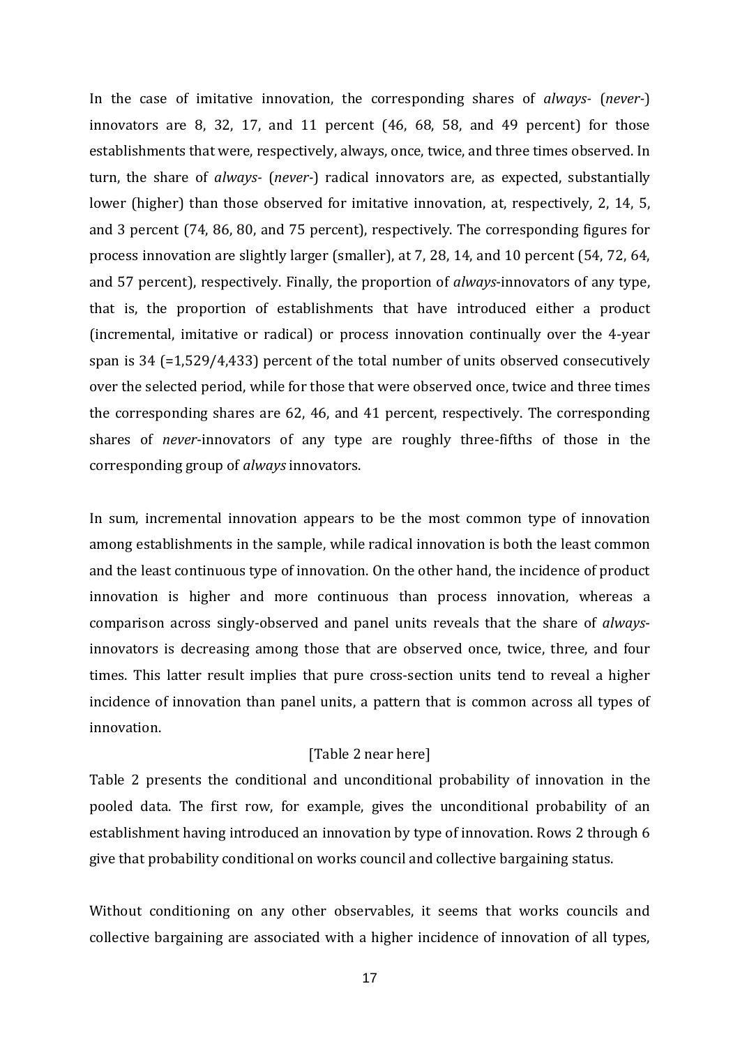In the case of imitative innovation, the corresponding shares of *always-* (*never-*) innovators are 8, 32, 17, and 11 percent (46, 68, 58, and 49 percent) for those establishments that were, respectively, always, once, twice, and three times observed. In turn, the share of *always-* (*never-*) radical innovators are, as expected, substantially lower (higher) than those observed for imitative innovation, at, respectively, 2, 14, 5, and 3 percent (74, 86, 80, and 75 percent), respectively. The corresponding figures for process innovation are slightly larger (smaller), at 7, 28, 14, and 10 percent (54, 72, 64, and 57 percent), respectively. Finally, the proportion of *always*-innovators of any type, that is, the proportion of establishments that have introduced either a product (incremental, imitative or radical) or process innovation continually over the 4-year span is 34 (=1,529/4,433) percent of the total number of units observed consecutively over the selected period, while for those that were observed once, twice and three times the corresponding shares are 62, 46, and 41 percent, respectively. The corresponding shares of *never*-innovators of any type are roughly three-fifths of those in the corresponding group of *always* innovators.

In sum, incremental innovation appears to be the most common type of innovation among establishments in the sample, while radical innovation is both the least common and the least continuous type of innovation. On the other hand, the incidence of product innovation is higher and more continuous than process innovation, whereas a comparison across singly-observed and panel units reveals that the share of *always*-innovators is decreasing among those that are observed once, twice, three, and four times. This latter result implies that pure cross-section units tend to reveal a higher incidence of innovation than panel units, a pattern that is common across all types of innovation.

[Table 2 near here]

Table 2 presents the conditional and unconditional probability of innovation in the pooled data. The first row, for example, gives the unconditional probability of an establishment having introduced an innovation by type of innovation. Rows 2 through 6 give that probability conditional on works council and collective bargaining status.

Without conditioning on any other observables, it seems that works councils and collective bargaining are associated with a higher incidence of innovation of all types,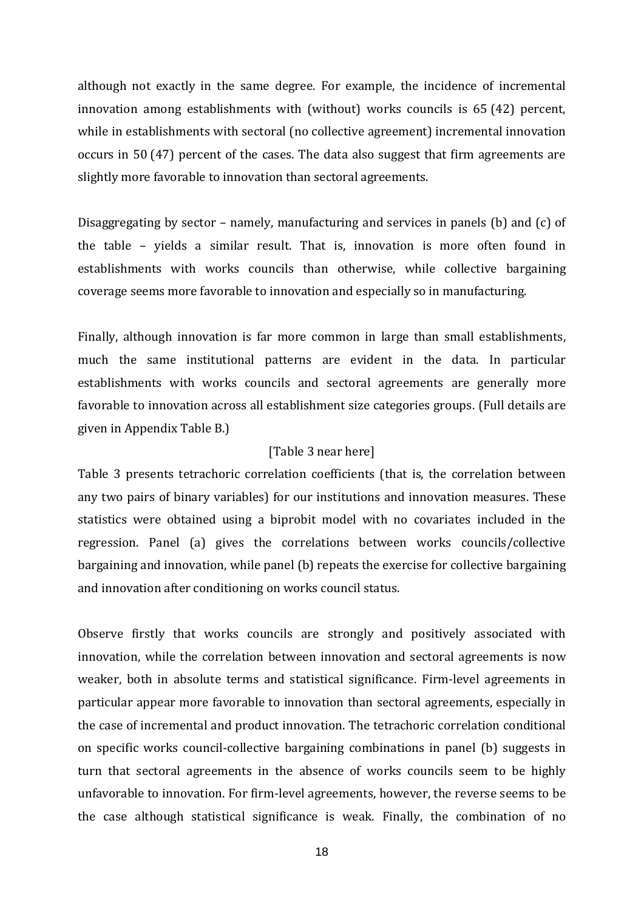although not exactly in the same degree. For example, the incidence of incremental innovation among establishments with (without) works councils is 65 (42) percent, while in establishments with sectoral (no collective agreement) incremental innovation occurs in 50 (47) percent of the cases. The data also suggest that firm agreements are slightly more favorable to innovation than sectoral agreements.

Disaggregating by sector – namely, manufacturing and services in panels (b) and (c) of the table – yields a similar result. That is, innovation is more often found in establishments with works councils than otherwise, while collective bargaining coverage seems more favorable to innovation and especially so in manufacturing.

Finally, although innovation is far more common in large than small establishments, much the same institutional patterns are evident in the data. In particular establishments with works councils and sectoral agreements are generally more favorable to innovation across all establishment size categories groups. (Full details are given in Appendix Table B.)

[Table 3 near here]

Table 3 presents tetrachoric correlation coefficients (that is, the correlation between any two pairs of binary variables) for our institutions and innovation measures. These statistics were obtained using a biprobit model with no covariates included in the regression. Panel (a) gives the correlations between works councils/collective bargaining and innovation, while panel (b) repeats the exercise for collective bargaining and innovation after conditioning on works council status.

Observe firstly that works councils are strongly and positively associated with innovation, while the correlation between innovation and sectoral agreements is now weaker, both in absolute terms and statistical significance. Firm-level agreements in particular appear more favorable to innovation than sectoral agreements, especially in the case of incremental and product innovation. The tetrachoric correlation conditional on specific works council-collective bargaining combinations in panel (b) suggests in turn that sectoral agreements in the absence of works councils seem to be highly unfavorable to innovation. For firm-level agreements, however, the reverse seems to be the case although statistical significance is weak. Finally, the combination of no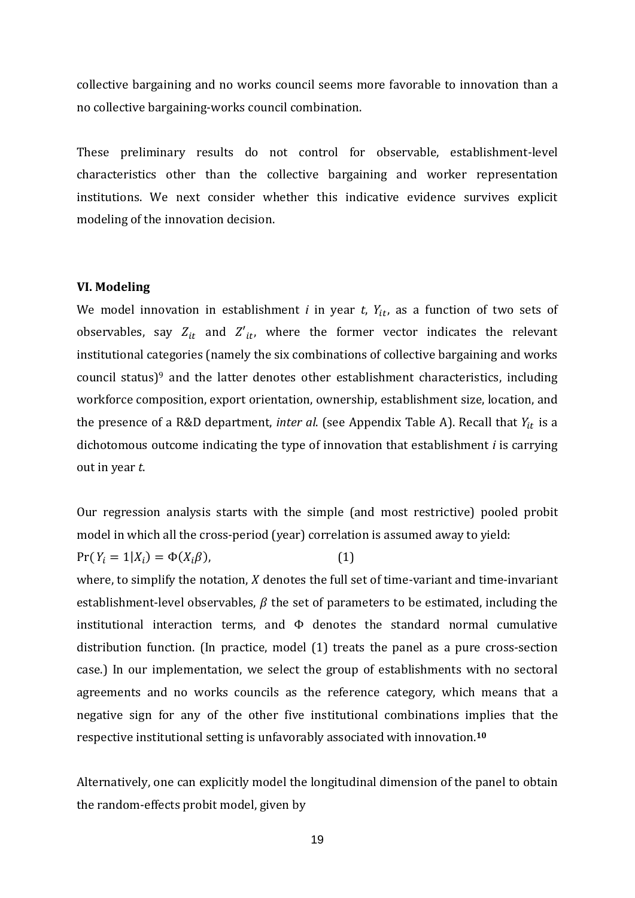collective bargaining and no works council seems more favorable to innovation than a no collective bargaining-works council combination.

These preliminary results do not control for observable, establishment-level characteristics other than the collective bargaining and worker representation institutions. We next consider whether this indicative evidence survives explicit modeling of the innovation decision.

## VI. Modeling

We model innovation in establishment *i* in year *t*, $Y_{it}$, as a function of two sets of observables, say $Z_{it}$ and $Z'_{it}$, where the former vector indicates the relevant institutional categories (namely the six combinations of collective bargaining and works council status)[9] and the latter denotes other establishment characteristics, including workforce composition, export orientation, ownership, establishment size, location, and the presence of a R&D department, *inter al*. (see Appendix Table A). Recall that $Y_{it}$ is a dichotomous outcome indicating the type of innovation that establishment *i* is carrying out in year *t*.

Our regression analysis starts with the simple (and most restrictive) pooled probit model in which all the cross-period (year) correlation is assumed away to yield:

$$\Pr(Y_i = 1|X_i) = \Phi(X_i\beta), \qquad (1)$$

where, to simplify the notation, $X$ denotes the full set of time-variant and time-invariant establishment-level observables, $\beta$ the set of parameters to be estimated, including the institutional interaction terms, and $\Phi$ denotes the standard normal cumulative distribution function. (In practice, model (1) treats the panel as a pure cross-section case.) In our implementation, we select the group of establishments with no sectoral agreements and no works councils as the reference category, which means that a negative sign for any of the other five institutional combinations implies that the respective institutional setting is unfavorably associated with innovation.[10]

Alternatively, one can explicitly model the longitudinal dimension of the panel to obtain the random-effects probit model, given by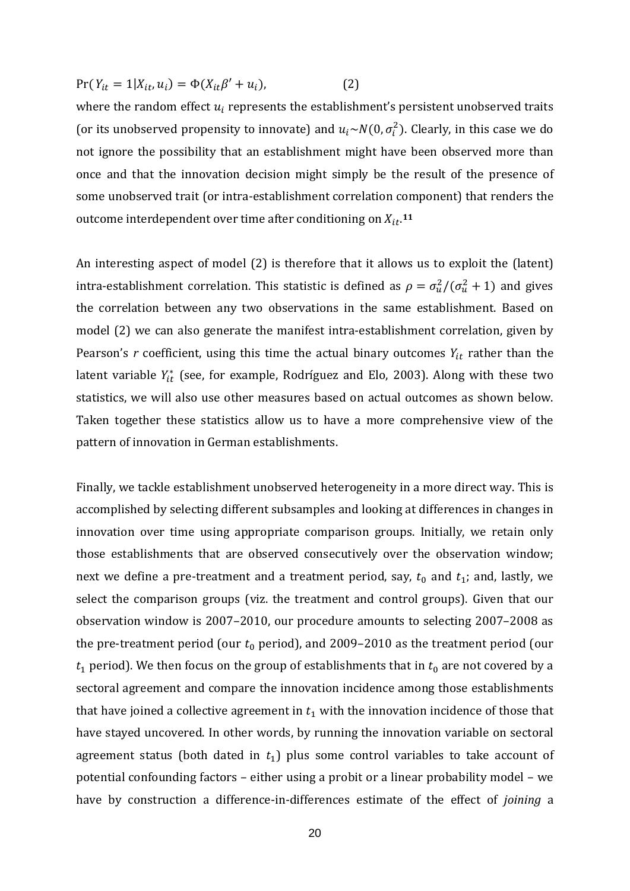$$\Pr(Y_{it} = 1|X_{it}, u_i) = \Phi(X_{it}\beta' + u_i), \qquad (2)$$

where the random effect $u_i$ represents the establishment's persistent unobserved traits (or its unobserved propensity to innovate) and $u_i \sim N(0, \sigma_i^2)$. Clearly, in this case we do not ignore the possibility that an establishment might have been observed more than once and that the innovation decision might simply be the result of the presence of some unobserved trait (or intra-establishment correlation component) that renders the outcome interdependent over time after conditioning on $X_{it}$.[11]

An interesting aspect of model (2) is therefore that it allows us to exploit the (latent) intra-establishment correlation. This statistic is defined as $\rho = \sigma_u^2/(\sigma_u^2 + 1)$ and gives the correlation between any two observations in the same establishment. Based on model (2) we can also generate the manifest intra-establishment correlation, given by Pearson's *r* coefficient, using this time the actual binary outcomes $Y_{it}$ rather than the latent variable $Y_{it}^*$ (see, for example, Rodríguez and Elo, 2003). Along with these two statistics, we will also use other measures based on actual outcomes as shown below. Taken together these statistics allow us to have a more comprehensive view of the pattern of innovation in German establishments.

Finally, we tackle establishment unobserved heterogeneity in a more direct way. This is accomplished by selecting different subsamples and looking at differences in changes in innovation over time using appropriate comparison groups. Initially, we retain only those establishments that are observed consecutively over the observation window; next we define a pre-treatment and a treatment period, say, $t_0$ and $t_1$; and, lastly, we select the comparison groups (viz. the treatment and control groups). Given that our observation window is 2007–2010, our procedure amounts to selecting 2007–2008 as the pre-treatment period (our $t_0$ period), and 2009–2010 as the treatment period (our $t_1$ period). We then focus on the group of establishments that in $t_0$ are not covered by a sectoral agreement and compare the innovation incidence among those establishments that have joined a collective agreement in $t_1$ with the innovation incidence of those that have stayed uncovered. In other words, by running the innovation variable on sectoral agreement status (both dated in $t_1$) plus some control variables to take account of potential confounding factors – either using a probit or a linear probability model – we have by construction a difference-in-differences estimate of the effect of *joining* a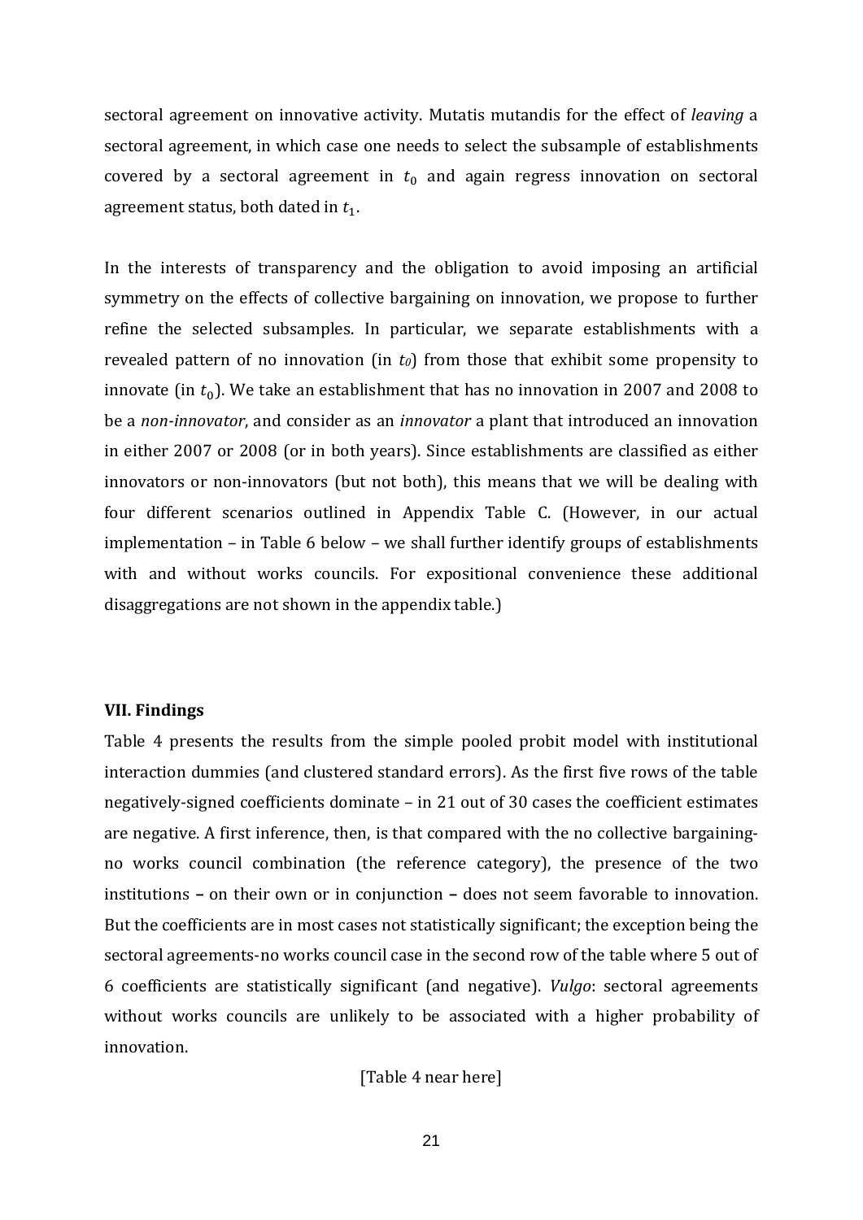sectoral agreement on innovative activity. Mutatis mutandis for the effect of *leaving* a sectoral agreement, in which case one needs to select the subsample of establishments covered by a sectoral agreement in $t_0$ and again regress innovation on sectoral agreement status, both dated in $t_1$.

In the interests of transparency and the obligation to avoid imposing an artificial symmetry on the effects of collective bargaining on innovation, we propose to further refine the selected subsamples. In particular, we separate establishments with a revealed pattern of no innovation (in $t_0$) from those that exhibit some propensity to innovate (in $t_0$). We take an establishment that has no innovation in 2007 and 2008 to be a *non-innovator*, and consider as an *innovator* a plant that introduced an innovation in either 2007 or 2008 (or in both years). Since establishments are classified as either innovators or non-innovators (but not both), this means that we will be dealing with four different scenarios outlined in Appendix Table C. (However, in our actual implementation – in Table 6 below – we shall further identify groups of establishments with and without works councils. For expositional convenience these additional disaggregations are not shown in the appendix table.)

### VII. Findings

Table 4 presents the results from the simple pooled probit model with institutional interaction dummies (and clustered standard errors). As the first five rows of the table negatively-signed coefficients dominate – in 21 out of 30 cases the coefficient estimates are negative. A first inference, then, is that compared with the no collective bargaining-no works council combination (the reference category), the presence of the two institutions **–** on their own or in conjunction **–** does not seem favorable to innovation. But the coefficients are in most cases not statistically significant; the exception being the sectoral agreements-no works council case in the second row of the table where 5 out of 6 coefficients are statistically significant (and negative). *Vulgo*: sectoral agreements without works councils are unlikely to be associated with a higher probability of innovation.

[Table 4 near here]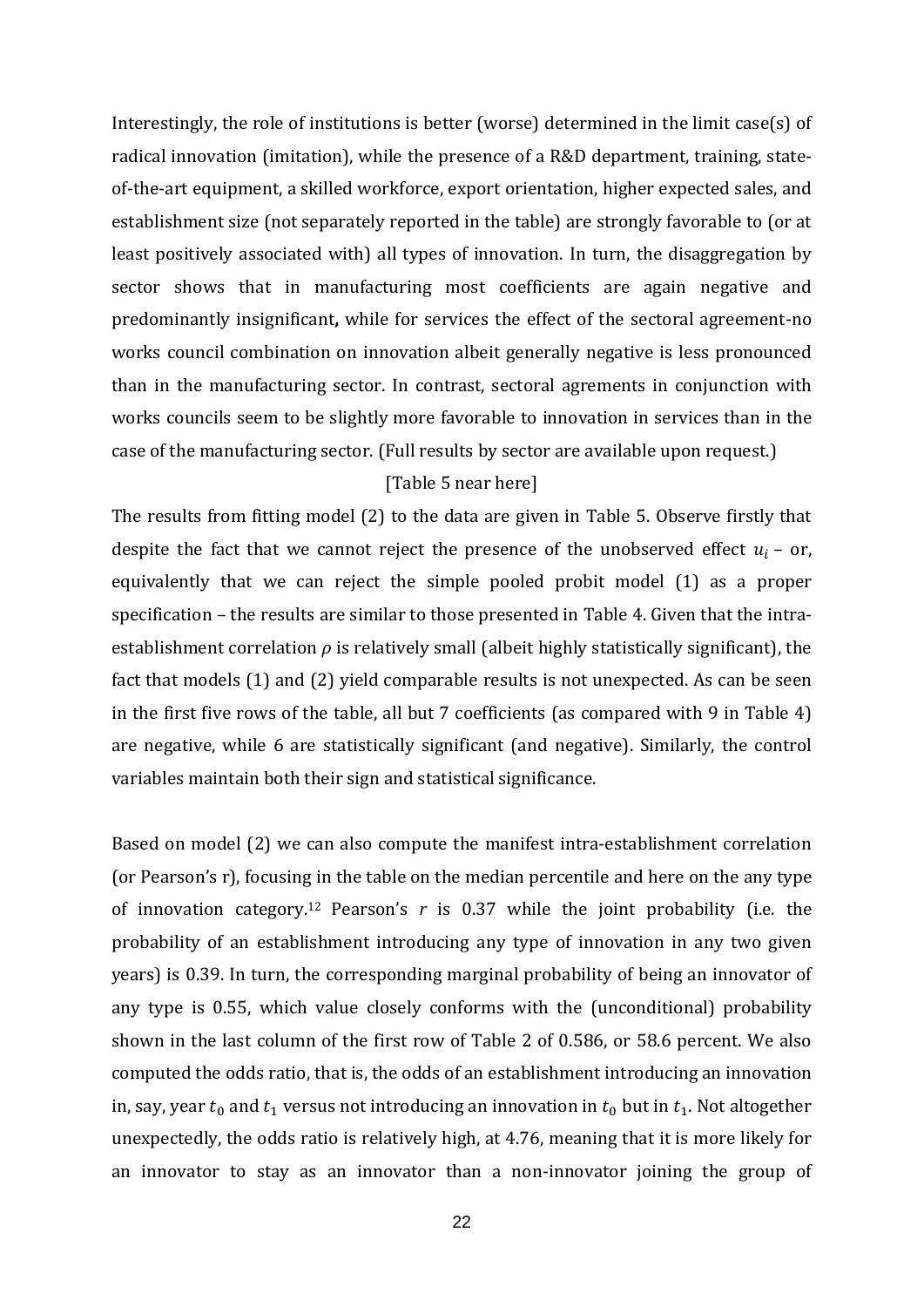Interestingly, the role of institutions is better (worse) determined in the limit case(s) of radical innovation (imitation), while the presence of a R&D department, training, state-of-the-art equipment, a skilled workforce, export orientation, higher expected sales, and establishment size (not separately reported in the table) are strongly favorable to (or at least positively associated with) all types of innovation. In turn, the disaggregation by sector shows that in manufacturing most coefficients are again negative and predominantly insignificant**,** while for services the effect of the sectoral agreement-no works council combination on innovation albeit generally negative is less pronounced than in the manufacturing sector. In contrast, sectoral agrements in conjunction with works councils seem to be slightly more favorable to innovation in services than in the case of the manufacturing sector. (Full results by sector are available upon request.)

[Table 5 near here]

The results from fitting model (2) to the data are given in Table 5. Observe firstly that despite the fact that we cannot reject the presence of the unobserved effect $u_i$ – or, equivalently that we can reject the simple pooled probit model (1) as a proper specification – the results are similar to those presented in Table 4. Given that the intra-establishment correlation $\rho$ is relatively small (albeit highly statistically significant), the fact that models (1) and (2) yield comparable results is not unexpected. As can be seen in the first five rows of the table, all but 7 coefficients (as compared with 9 in Table 4) are negative, while 6 are statistically significant (and negative). Similarly, the control variables maintain both their sign and statistical significance.

Based on model (2) we can also compute the manifest intra-establishment correlation (or Pearson's r), focusing in the table on the median percentile and here on the any type of innovation category.[12] Pearson's $r$ is 0.37 while the joint probability (i.e. the probability of an establishment introducing any type of innovation in any two given years) is 0.39. In turn, the corresponding marginal probability of being an innovator of any type is 0.55, which value closely conforms with the (unconditional) probability shown in the last column of the first row of Table 2 of 0.586, or 58.6 percent. We also computed the odds ratio, that is, the odds of an establishment introducing an innovation in, say, year $t_0$ and $t_1$ versus not introducing an innovation in $t_0$ but in $t_1$. Not altogether unexpectedly, the odds ratio is relatively high, at 4.76, meaning that it is more likely for an innovator to stay as an innovator than a non-innovator joining the group of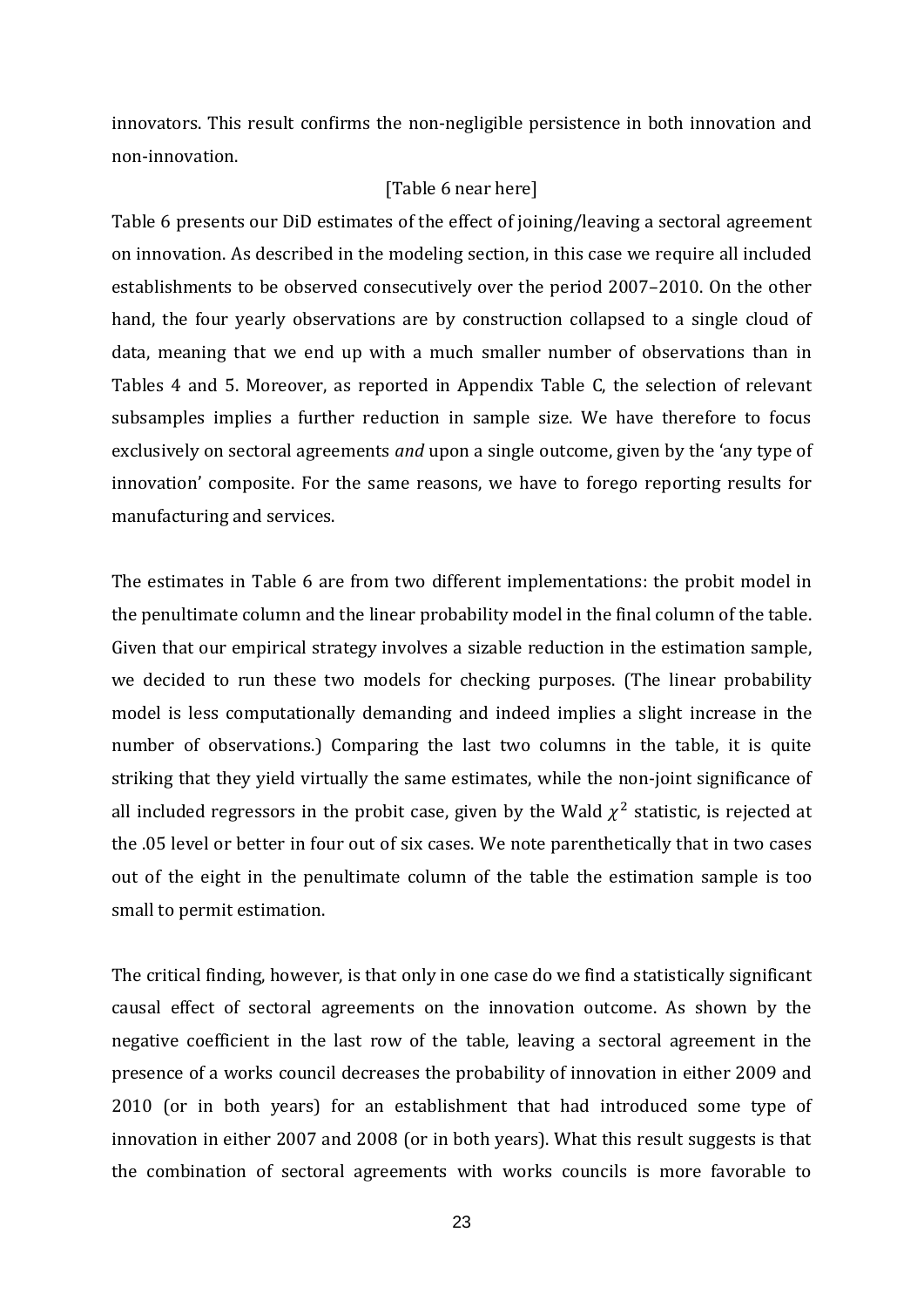innovators. This result confirms the non-negligible persistence in both innovation and non-innovation.

[Table 6 near here]

Table 6 presents our DiD estimates of the effect of joining/leaving a sectoral agreement on innovation. As described in the modeling section, in this case we require all included establishments to be observed consecutively over the period 2007–2010. On the other hand, the four yearly observations are by construction collapsed to a single cloud of data, meaning that we end up with a much smaller number of observations than in Tables 4 and 5. Moreover, as reported in Appendix Table C, the selection of relevant subsamples implies a further reduction in sample size. We have therefore to focus exclusively on sectoral agreements *and* upon a single outcome, given by the 'any type of innovation' composite. For the same reasons, we have to forego reporting results for manufacturing and services.

The estimates in Table 6 are from two different implementations: the probit model in the penultimate column and the linear probability model in the final column of the table. Given that our empirical strategy involves a sizable reduction in the estimation sample, we decided to run these two models for checking purposes. (The linear probability model is less computationally demanding and indeed implies a slight increase in the number of observations.) Comparing the last two columns in the table, it is quite striking that they yield virtually the same estimates, while the non-joint significance of all included regressors in the probit case, given by the Wald $\chi^2$ statistic, is rejected at the .05 level or better in four out of six cases. We note parenthetically that in two cases out of the eight in the penultimate column of the table the estimation sample is too small to permit estimation.

The critical finding, however, is that only in one case do we find a statistically significant causal effect of sectoral agreements on the innovation outcome. As shown by the negative coefficient in the last row of the table, leaving a sectoral agreement in the presence of a works council decreases the probability of innovation in either 2009 and 2010 (or in both years) for an establishment that had introduced some type of innovation in either 2007 and 2008 (or in both years). What this result suggests is that the combination of sectoral agreements with works councils is more favorable to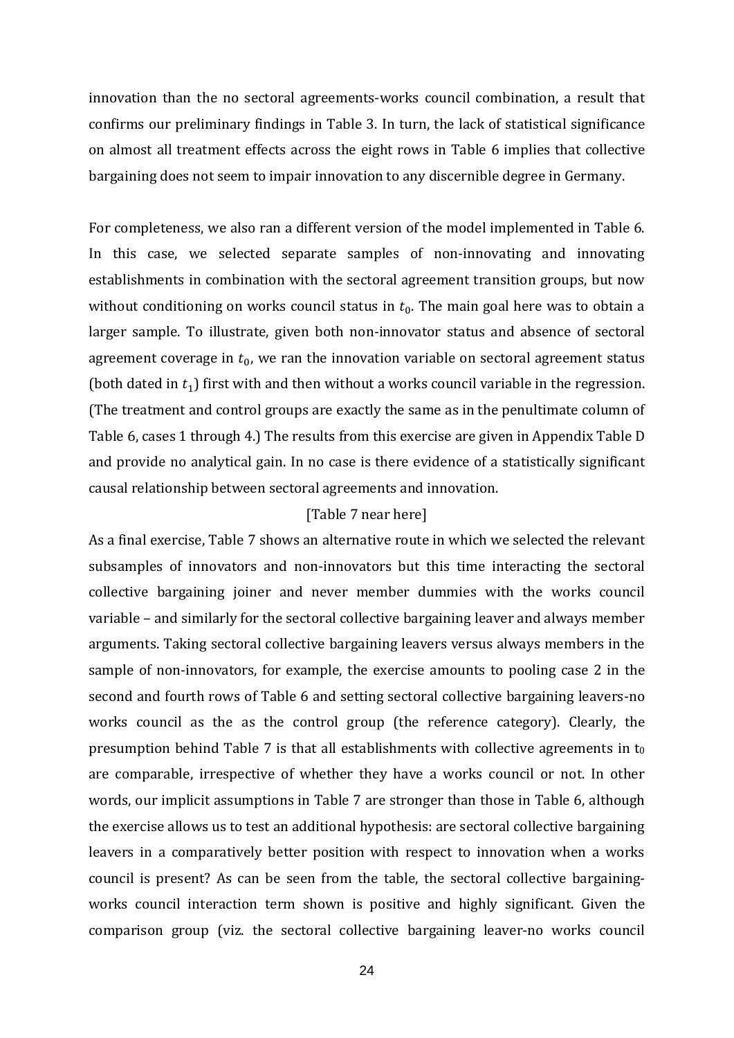innovation than the no sectoral agreements-works council combination, a result that confirms our preliminary findings in Table 3. In turn, the lack of statistical significance on almost all treatment effects across the eight rows in Table 6 implies that collective bargaining does not seem to impair innovation to any discernible degree in Germany.

For completeness, we also ran a different version of the model implemented in Table 6. In this case, we selected separate samples of non-innovating and innovating establishments in combination with the sectoral agreement transition groups, but now without conditioning on works council status in $t_0$. The main goal here was to obtain a larger sample. To illustrate, given both non-innovator status and absence of sectoral agreement coverage in $t_0$, we ran the innovation variable on sectoral agreement status (both dated in $t_1$) first with and then without a works council variable in the regression. (The treatment and control groups are exactly the same as in the penultimate column of Table 6, cases 1 through 4.) The results from this exercise are given in Appendix Table D and provide no analytical gain. In no case is there evidence of a statistically significant causal relationship between sectoral agreements and innovation.

[Table 7 near here]

As a final exercise, Table 7 shows an alternative route in which we selected the relevant subsamples of innovators and non-innovators but this time interacting the sectoral collective bargaining joiner and never member dummies with the works council variable – and similarly for the sectoral collective bargaining leaver and always member arguments. Taking sectoral collective bargaining leavers versus always members in the sample of non-innovators, for example, the exercise amounts to pooling case 2 in the second and fourth rows of Table 6 and setting sectoral collective bargaining leavers-no works council as the as the control group (the reference category). Clearly, the presumption behind Table 7 is that all establishments with collective agreements in $t_0$ are comparable, irrespective of whether they have a works council or not. In other words, our implicit assumptions in Table 7 are stronger than those in Table 6, although the exercise allows us to test an additional hypothesis: are sectoral collective bargaining leavers in a comparatively better position with respect to innovation when a works council is present? As can be seen from the table, the sectoral collective bargaining-works council interaction term shown is positive and highly significant. Given the comparison group (viz. the sectoral collective bargaining leaver-no works council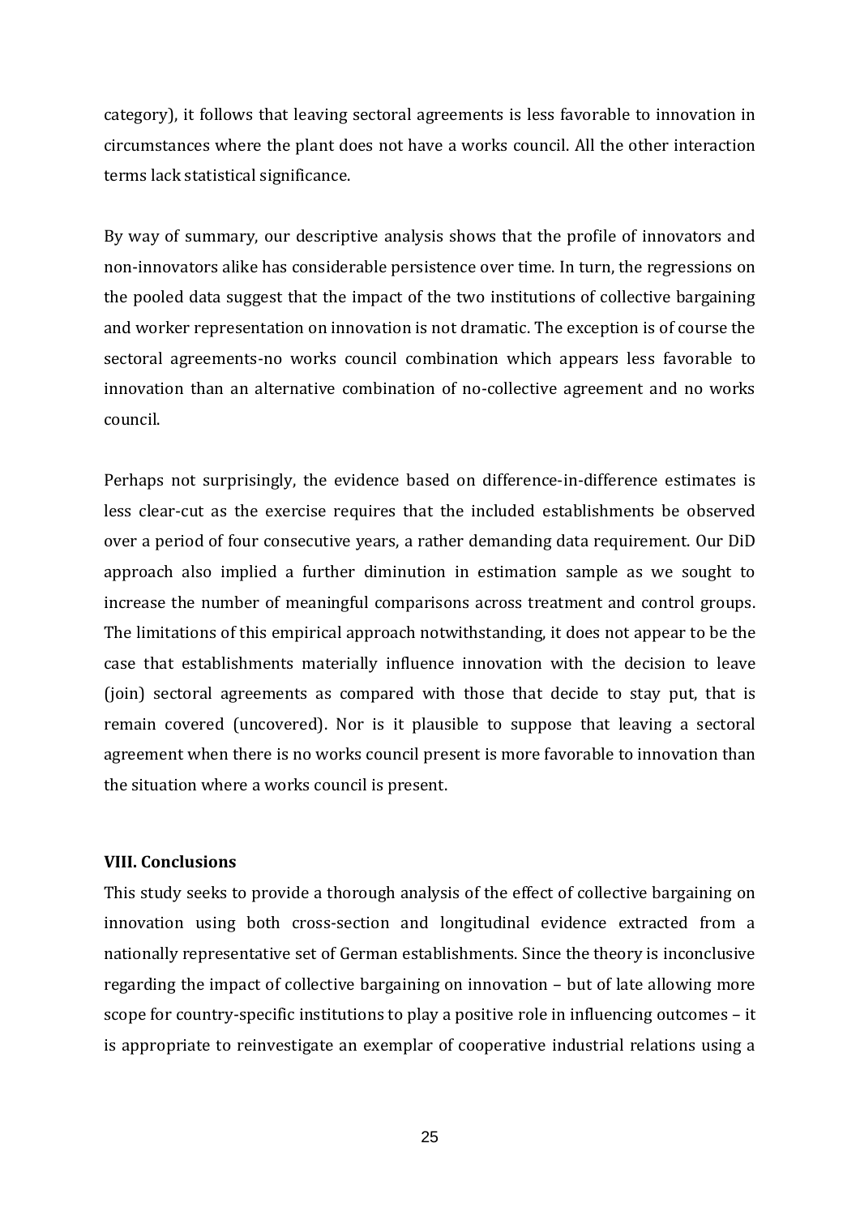category), it follows that leaving sectoral agreements is less favorable to innovation in circumstances where the plant does not have a works council. All the other interaction terms lack statistical significance.

By way of summary, our descriptive analysis shows that the profile of innovators and non-innovators alike has considerable persistence over time. In turn, the regressions on the pooled data suggest that the impact of the two institutions of collective bargaining and worker representation on innovation is not dramatic. The exception is of course the sectoral agreements-no works council combination which appears less favorable to innovation than an alternative combination of no-collective agreement and no works council.

Perhaps not surprisingly, the evidence based on difference-in-difference estimates is less clear-cut as the exercise requires that the included establishments be observed over a period of four consecutive years, a rather demanding data requirement. Our DiD approach also implied a further diminution in estimation sample as we sought to increase the number of meaningful comparisons across treatment and control groups. The limitations of this empirical approach notwithstanding, it does not appear to be the case that establishments materially influence innovation with the decision to leave (join) sectoral agreements as compared with those that decide to stay put, that is remain covered (uncovered). Nor is it plausible to suppose that leaving a sectoral agreement when there is no works council present is more favorable to innovation than the situation where a works council is present.

## VIII. Conclusions

This study seeks to provide a thorough analysis of the effect of collective bargaining on innovation using both cross-section and longitudinal evidence extracted from a nationally representative set of German establishments. Since the theory is inconclusive regarding the impact of collective bargaining on innovation – but of late allowing more scope for country-specific institutions to play a positive role in influencing outcomes – it is appropriate to reinvestigate an exemplar of cooperative industrial relations using a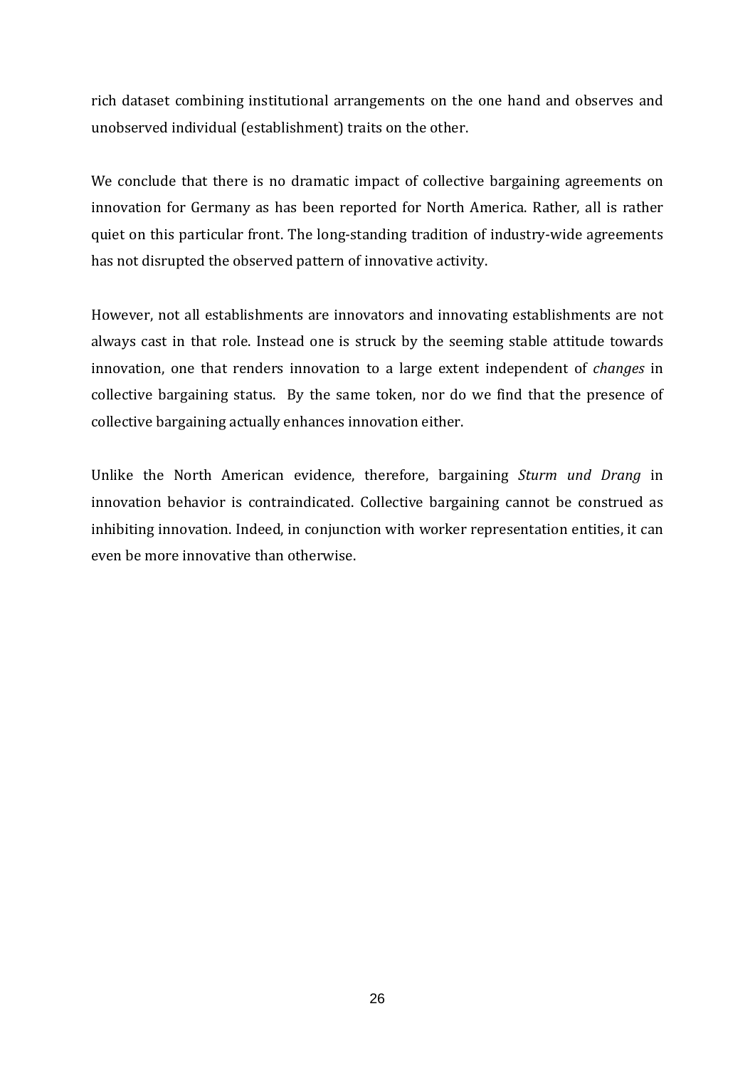rich dataset combining institutional arrangements on the one hand and observes and unobserved individual (establishment) traits on the other.

We conclude that there is no dramatic impact of collective bargaining agreements on innovation for Germany as has been reported for North America. Rather, all is rather quiet on this particular front. The long-standing tradition of industry-wide agreements has not disrupted the observed pattern of innovative activity.

However, not all establishments are innovators and innovating establishments are not always cast in that role. Instead one is struck by the seeming stable attitude towards innovation, one that renders innovation to a large extent independent of *changes* in collective bargaining status. By the same token, nor do we find that the presence of collective bargaining actually enhances innovation either.

Unlike the North American evidence, therefore, bargaining *Sturm und Drang* in innovation behavior is contraindicated. Collective bargaining cannot be construed as inhibiting innovation. Indeed, in conjunction with worker representation entities, it can even be more innovative than otherwise.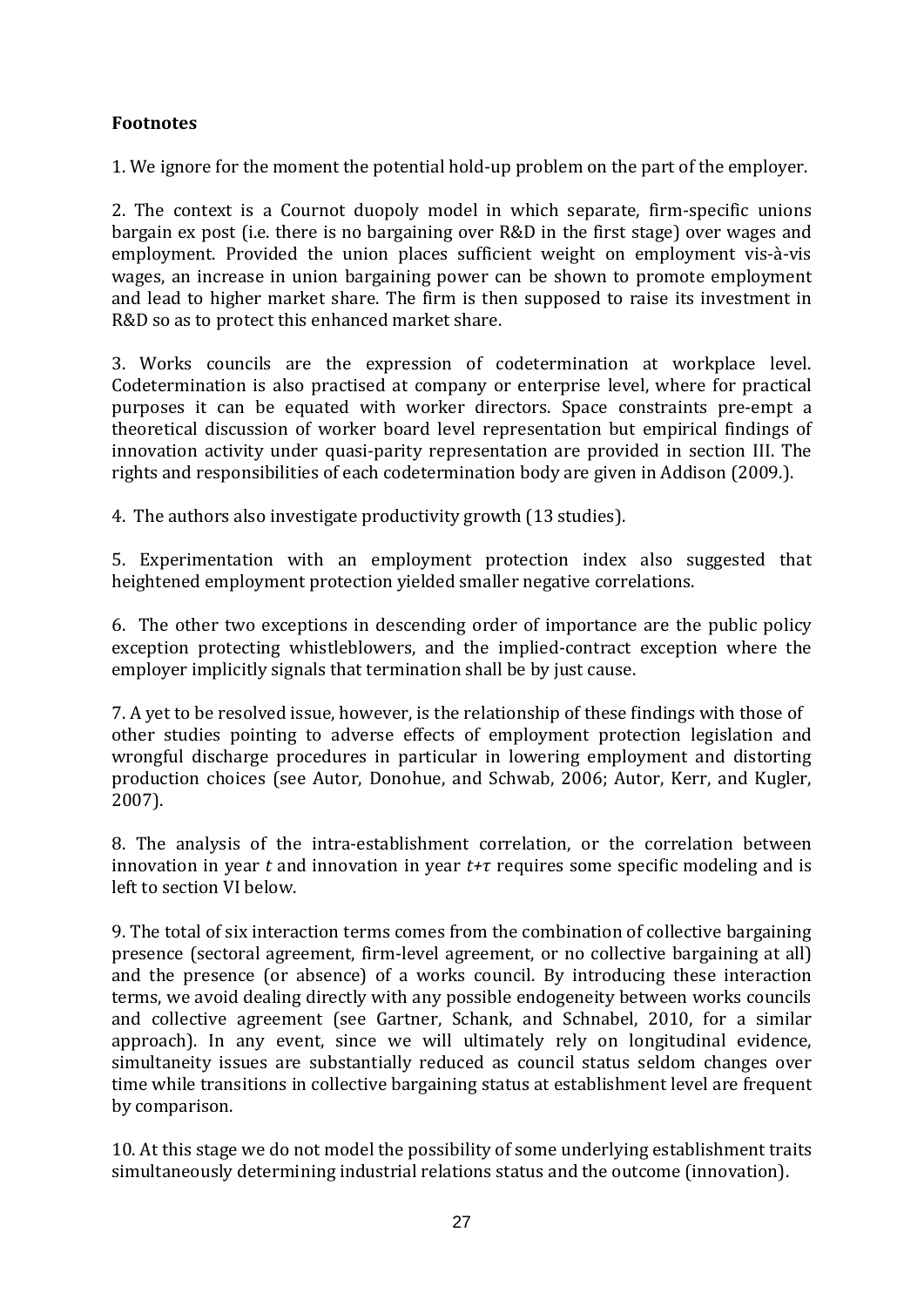**Footnotes**

1. We ignore for the moment the potential hold-up problem on the part of the employer.

2. The context is a Cournot duopoly model in which separate, firm-specific unions bargain ex post (i.e. there is no bargaining over R&D in the first stage) over wages and employment. Provided the union places sufficient weight on employment vis-à-vis wages, an increase in union bargaining power can be shown to promote employment and lead to higher market share. The firm is then supposed to raise its investment in R&D so as to protect this enhanced market share.

3. Works councils are the expression of codetermination at workplace level. Codetermination is also practised at company or enterprise level, where for practical purposes it can be equated with worker directors. Space constraints pre-empt a theoretical discussion of worker board level representation but empirical findings of innovation activity under quasi-parity representation are provided in section III. The rights and responsibilities of each codetermination body are given in Addison (2009.).

4. The authors also investigate productivity growth (13 studies).

5. Experimentation with an employment protection index also suggested that heightened employment protection yielded smaller negative correlations.

6. The other two exceptions in descending order of importance are the public policy exception protecting whistleblowers, and the implied-contract exception where the employer implicitly signals that termination shall be by just cause.

7. A yet to be resolved issue, however, is the relationship of these findings with those of other studies pointing to adverse effects of employment protection legislation and wrongful discharge procedures in particular in lowering employment and distorting production choices (see Autor, Donohue, and Schwab, 2006; Autor, Kerr, and Kugler, 2007).

8. The analysis of the intra-establishment correlation, or the correlation between innovation in year $t$ and innovation in year $t+\tau$ requires some specific modeling and is left to section VI below.

9. The total of six interaction terms comes from the combination of collective bargaining presence (sectoral agreement, firm-level agreement, or no collective bargaining at all) and the presence (or absence) of a works council. By introducing these interaction terms, we avoid dealing directly with any possible endogeneity between works councils and collective agreement (see Gartner, Schank, and Schnabel, 2010, for a similar approach). In any event, since we will ultimately rely on longitudinal evidence, simultaneity issues are substantially reduced as council status seldom changes over time while transitions in collective bargaining status at establishment level are frequent by comparison.

10. At this stage we do not model the possibility of some underlying establishment traits simultaneously determining industrial relations status and the outcome (innovation).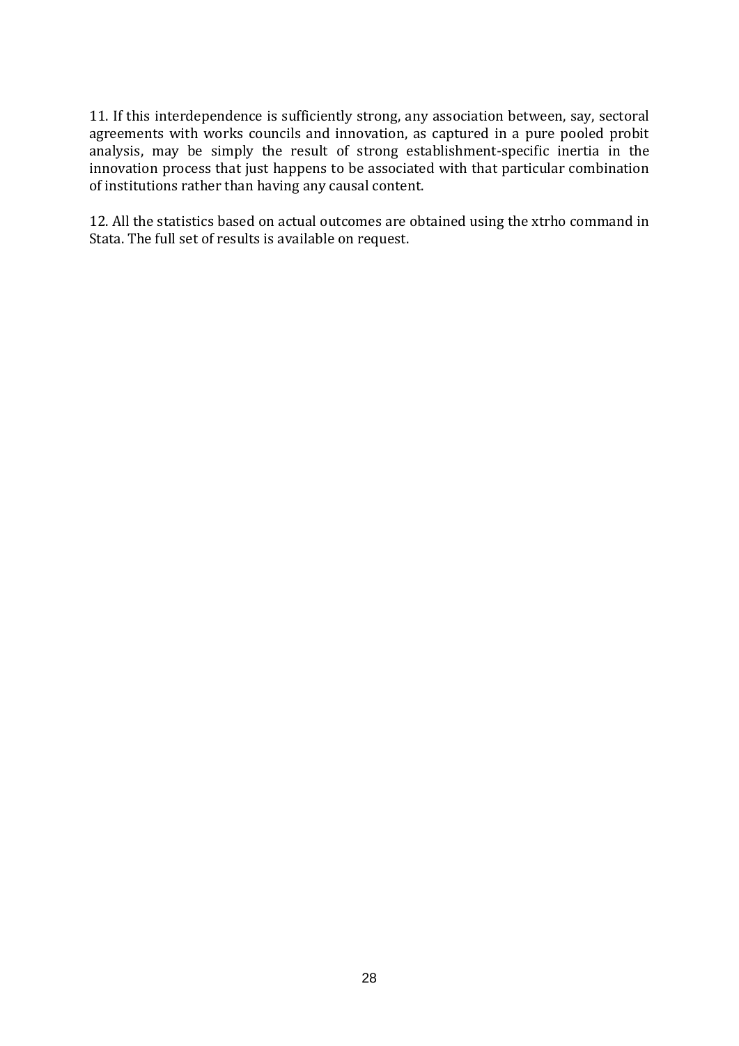11. If this interdependence is sufficiently strong, any association between, say, sectoral agreements with works councils and innovation, as captured in a pure pooled probit analysis, may be simply the result of strong establishment-specific inertia in the innovation process that just happens to be associated with that particular combination of institutions rather than having any causal content.

12. All the statistics based on actual outcomes are obtained using the xtrho command in Stata. The full set of results is available on request.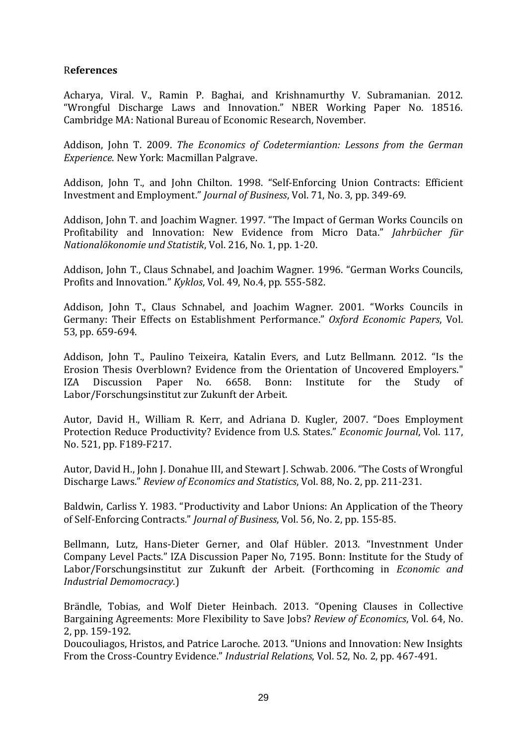# R**eferences**

Acharya, Viral. V., Ramin P. Baghai, and Krishnamurthy V. Subramanian. 2012. "Wrongful Discharge Laws and Innovation." NBER Working Paper No. 18516. Cambridge MA: National Bureau of Economic Research, November.

Addison, John T. 2009. *The Economics of Codetermiantion: Lessons from the German Experience*. New York: Macmillan Palgrave.

Addison, John T., and John Chilton. 1998. "Self-Enforcing Union Contracts: Efficient Investment and Employment." *Journal of Business*, Vol. 71, No. 3, pp. 349-69.

Addison, John T. and Joachim Wagner. 1997. "The Impact of German Works Councils on Profitability and Innovation: New Evidence from Micro Data." *Jahrbücher für Nationalökonomie und Statistik*, Vol. 216, No. 1, pp. 1-20.

Addison, John T., Claus Schnabel, and Joachim Wagner. 1996. "German Works Councils, Profits and Innovation." *Kyklos*, Vol. 49, No.4, pp. 555-582.

Addison, John T., Claus Schnabel, and Joachim Wagner. 2001. "Works Councils in Germany: Their Effects on Establishment Performance." *Oxford Economic Papers*, Vol. 53, pp. 659-694.

Addison, John T., Paulino Teixeira, Katalin Evers, and Lutz Bellmann. 2012. "Is the Erosion Thesis Overblown? Evidence from the Orientation of Uncovered Employers." IZA Discussion Paper No. 6658. Bonn: Institute for the Study of Labor/Forschungsinstitut zur Zukunft der Arbeit.

Autor, David H., William R. Kerr, and Adriana D. Kugler, 2007. "Does Employment Protection Reduce Productivity? Evidence from U.S. States." *Economic Journal*, Vol. 117, No. 521, pp. F189-F217.

Autor, David H., John J. Donahue III, and Stewart J. Schwab. 2006. "The Costs of Wrongful Discharge Laws." *Review of Economics and Statistics*, Vol. 88, No. 2, pp. 211-231.

Baldwin, Carliss Y. 1983. "Productivity and Labor Unions: An Application of the Theory of Self-Enforcing Contracts." *Journal of Business*, Vol. 56, No. 2, pp. 155-85.

Bellmann, Lutz, Hans-Dieter Gerner, and Olaf Hübler. 2013. "Investnment Under Company Level Pacts." IZA Discussion Paper No, 7195. Bonn: Institute for the Study of Labor/Forschungsinstitut zur Zukunft der Arbeit. (Forthcoming in *Economic and Industrial Demomocracy*.)

Brändle, Tobias, and Wolf Dieter Heinbach. 2013. "Opening Clauses in Collective Bargaining Agreements: More Flexibility to Save Jobs? *Review of Economics*, Vol. 64, No. 2, pp. 159-192.

Doucouliagos, Hristos, and Patrice Laroche. 2013. "Unions and Innovation: New Insights From the Cross-Country Evidence." *Industrial Relations*, Vol. 52, No. 2, pp. 467-491.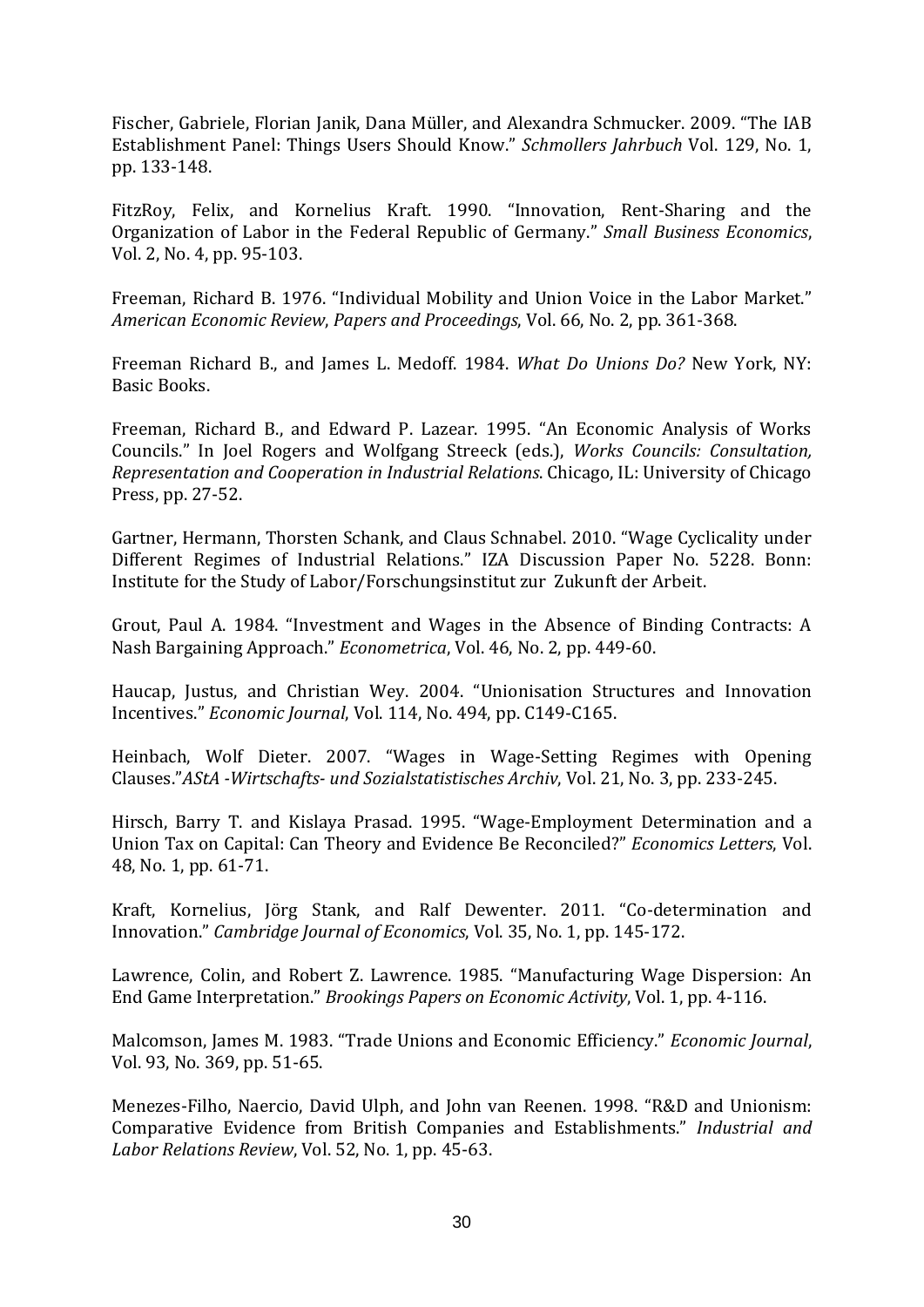Fischer, Gabriele, Florian Janik, Dana Müller, and Alexandra Schmucker. 2009. "The IAB Establishment Panel: Things Users Should Know." *Schmollers Jahrbuch* Vol. 129, No. 1, pp. 133-148.

FitzRoy, Felix, and Kornelius Kraft. 1990. "Innovation, Rent-Sharing and the Organization of Labor in the Federal Republic of Germany." *Small Business Economics*, Vol. 2, No. 4, pp. 95-103.

Freeman, Richard B. 1976. "Individual Mobility and Union Voice in the Labor Market." *American Economic Review*, *Papers and Proceedings*, Vol. 66, No. 2, pp. 361-368.

Freeman Richard B., and James L. Medoff. 1984. *What Do Unions Do?* New York, NY: Basic Books.

Freeman, Richard B., and Edward P. Lazear. 1995. "An Economic Analysis of Works Councils." In Joel Rogers and Wolfgang Streeck (eds.), *Works Councils: Consultation, Representation and Cooperation in Industrial Relations*. Chicago, IL: University of Chicago Press, pp. 27-52.

Gartner, Hermann, Thorsten Schank, and Claus Schnabel. 2010. "Wage Cyclicality under Different Regimes of Industrial Relations." IZA Discussion Paper No. 5228. Bonn: Institute for the Study of Labor/Forschungsinstitut zur Zukunft der Arbeit.

Grout, Paul A. 1984. "Investment and Wages in the Absence of Binding Contracts: A Nash Bargaining Approach." *Econometrica*, Vol. 46, No. 2, pp. 449-60.

Haucap, Justus, and Christian Wey. 2004. "Unionisation Structures and Innovation Incentives." *Economic Journal*, Vol. 114, No. 494, pp. C149-C165.

Heinbach, Wolf Dieter. 2007. "Wages in Wage-Setting Regimes with Opening Clauses."*AStA -Wirtschafts- und Sozialstatistisches Archiv*, Vol. 21, No. 3, pp. 233-245.

Hirsch, Barry T. and Kislaya Prasad. 1995. "Wage-Employment Determination and a Union Tax on Capital: Can Theory and Evidence Be Reconciled?" *Economics Letters*, Vol. 48, No. 1, pp. 61-71.

Kraft, Kornelius, Jörg Stank, and Ralf Dewenter. 2011. "Co-determination and Innovation." *Cambridge Journal of Economics*, Vol. 35, No. 1, pp. 145-172.

Lawrence, Colin, and Robert Z. Lawrence. 1985. "Manufacturing Wage Dispersion: An End Game Interpretation." *Brookings Papers on Economic Activity*, Vol. 1, pp. 4-116.

Malcomson, James M. 1983. "Trade Unions and Economic Efficiency." *Economic Journal*, Vol. 93, No. 369, pp. 51-65.

Menezes-Filho, Naercio, David Ulph, and John van Reenen. 1998. "R&D and Unionism: Comparative Evidence from British Companies and Establishments." *Industrial and Labor Relations Review*, Vol. 52, No. 1, pp. 45-63.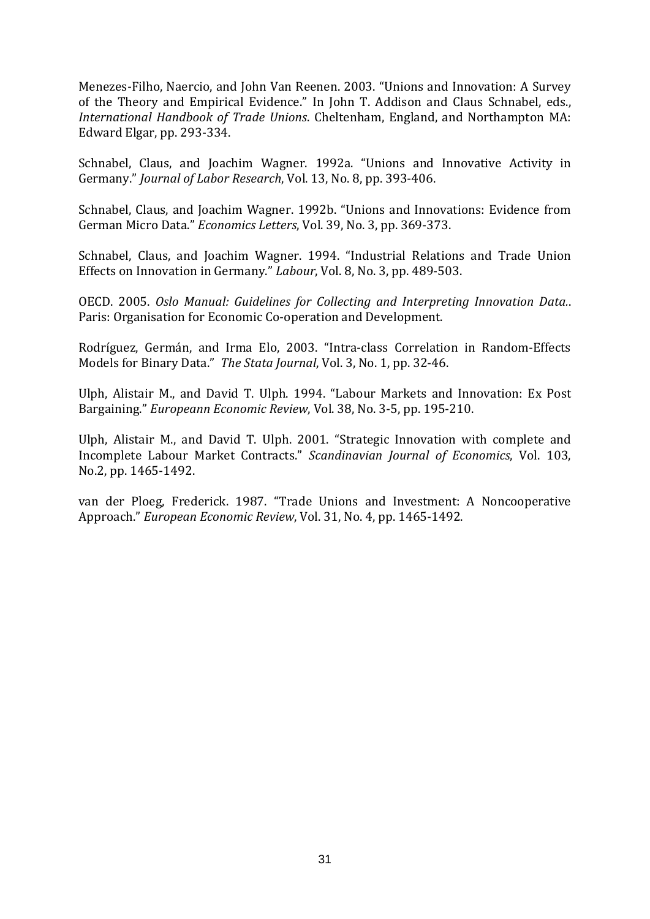Menezes-Filho, Naercio, and John Van Reenen. 2003. "Unions and Innovation: A Survey of the Theory and Empirical Evidence." In John T. Addison and Claus Schnabel, eds., *International Handbook of Trade Unions*. Cheltenham, England, and Northampton MA: Edward Elgar, pp. 293-334.

Schnabel, Claus, and Joachim Wagner. 1992a. "Unions and Innovative Activity in Germany." *Journal of Labor Research*, Vol. 13, No. 8, pp. 393-406.

Schnabel, Claus, and Joachim Wagner. 1992b. "Unions and Innovations: Evidence from German Micro Data." *Economics Letters*, Vol. 39, No. 3, pp. 369-373.

Schnabel, Claus, and Joachim Wagner. 1994. "Industrial Relations and Trade Union Effects on Innovation in Germany." *Labour*, Vol. 8, No. 3, pp. 489-503.

OECD. 2005. *Oslo Manual: Guidelines for Collecting and Interpreting Innovation Data.*. Paris: Organisation for Economic Co-operation and Development.

Rodríguez, Germán, and Irma Elo, 2003. "Intra-class Correlation in Random-Effects Models for Binary Data." *The Stata Journal*, Vol. 3, No. 1, pp. 32-46.

Ulph, Alistair M., and David T. Ulph. 1994. "Labour Markets and Innovation: Ex Post Bargaining." *Europeann Economic Review*, Vol. 38, No. 3-5, pp. 195-210.

Ulph, Alistair M., and David T. Ulph. 2001. "Strategic Innovation with complete and Incomplete Labour Market Contracts." *Scandinavian Journal of Economics*, Vol. 103, No.2, pp. 1465-1492.

van der Ploeg, Frederick. 1987. "Trade Unions and Investment: A Noncooperative Approach." *European Economic Review*, Vol. 31, No. 4, pp. 1465-1492.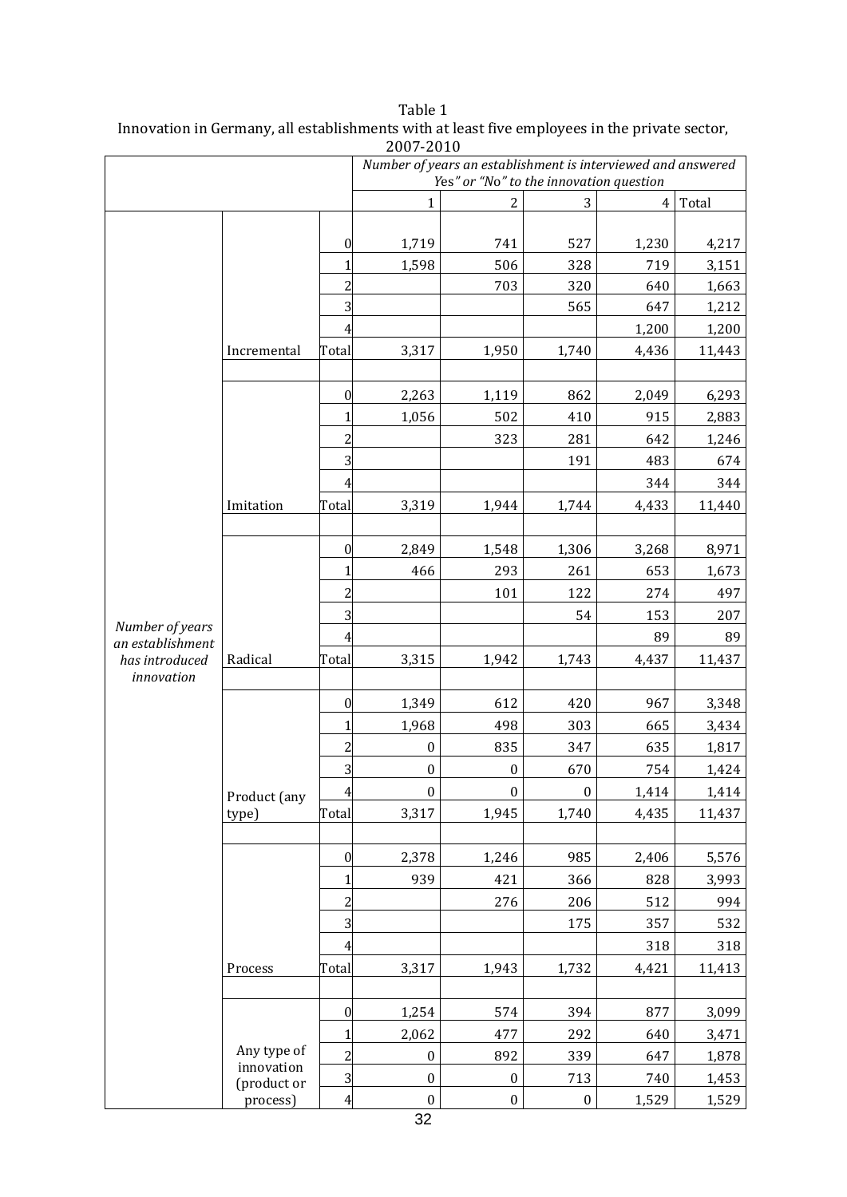Table 1
Innovation in Germany, all establishments with at least five employees in the private sector, 2007-2010

| | | | *Number of years an establishment is interviewed and answered Yes" or "No" to the innovation question* | | | | |
|---|---|---|---|---|---|---|---|
| | | | 1 | 2 | 3 | 4 | Total |
| *Number of years an establishment has introduced innovation* | Incremental | 0 | 1,719 | 741 | 527 | 1,230 | 4,217 |
| | | 1 | 1,598 | 506 | 328 | 719 | 3,151 |
| | | 2 | | 703 | 320 | 640 | 1,663 |
| | | 3 | | | 565 | 647 | 1,212 |
| | | 4 | | | | 1,200 | 1,200 |
| | | Total | 3,317 | 1,950 | 1,740 | 4,436 | 11,443 |
| | Imitation | 0 | 2,263 | 1,119 | 862 | 2,049 | 6,293 |
| | | 1 | 1,056 | 502 | 410 | 915 | 2,883 |
| | | 2 | | 323 | 281 | 642 | 1,246 |
| | | 3 | | | 191 | 483 | 674 |
| | | 4 | | | | 344 | 344 |
| | | Total | 3,319 | 1,944 | 1,744 | 4,433 | 11,440 |
| | Radical | 0 | 2,849 | 1,548 | 1,306 | 3,268 | 8,971 |
| | | 1 | 466 | 293 | 261 | 653 | 1,673 |
| | | 2 | | 101 | 122 | 274 | 497 |
| | | 3 | | | 54 | 153 | 207 |
| | | 4 | | | | 89 | 89 |
| | | Total | 3,315 | 1,942 | 1,743 | 4,437 | 11,437 |
| | Product (any type) | 0 | 1,349 | 612 | 420 | 967 | 3,348 |
| | | 1 | 1,968 | 498 | 303 | 665 | 3,434 |
| | | 2 | 0 | 835 | 347 | 635 | 1,817 |
| | | 3 | 0 | 0 | 670 | 754 | 1,424 |
| | | 4 | 0 | 0 | 0 | 1,414 | 1,414 |
| | | Total | 3,317 | 1,945 | 1,740 | 4,435 | 11,437 |
| | Process | 0 | 2,378 | 1,246 | 985 | 2,406 | 5,576 |
| | | 1 | 939 | 421 | 366 | 828 | 3,993 |
| | | 2 | | 276 | 206 | 512 | 994 |
| | | 3 | | | 175 | 357 | 532 |
| | | 4 | | | | 318 | 318 |
| | | Total | 3,317 | 1,943 | 1,732 | 4,421 | 11,413 |
| | Any type of innovation (product or process) | 0 | 1,254 | 574 | 394 | 877 | 3,099 |
| | | 1 | 2,062 | 477 | 292 | 640 | 3,471 |
| | | 2 | 0 | 892 | 339 | 647 | 1,878 |
| | | 3 | 0 | 0 | 713 | 740 | 1,453 |
| | | 4 | 0 | 0 | 0 | 1,529 | 1,529 |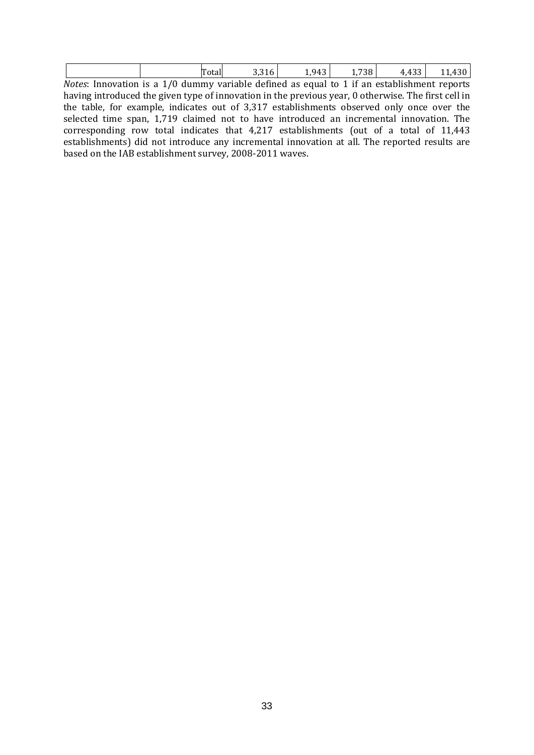|  |  | Total | 3,316 | 1,943 | 1,738 | 4,433 | 11,430 |
|---|---|---|---|---|---|---|---|

*Notes*: Innovation is a 1/0 dummy variable defined as equal to 1 if an establishment reports having introduced the given type of innovation in the previous year, 0 otherwise. The first cell in the table, for example, indicates out of 3,317 establishments observed only once over the selected time span, 1,719 claimed not to have introduced an incremental innovation. The corresponding row total indicates that 4,217 establishments (out of a total of 11,443 establishments) did not introduce any incremental innovation at all. The reported results are based on the IAB establishment survey, 2008-2011 waves.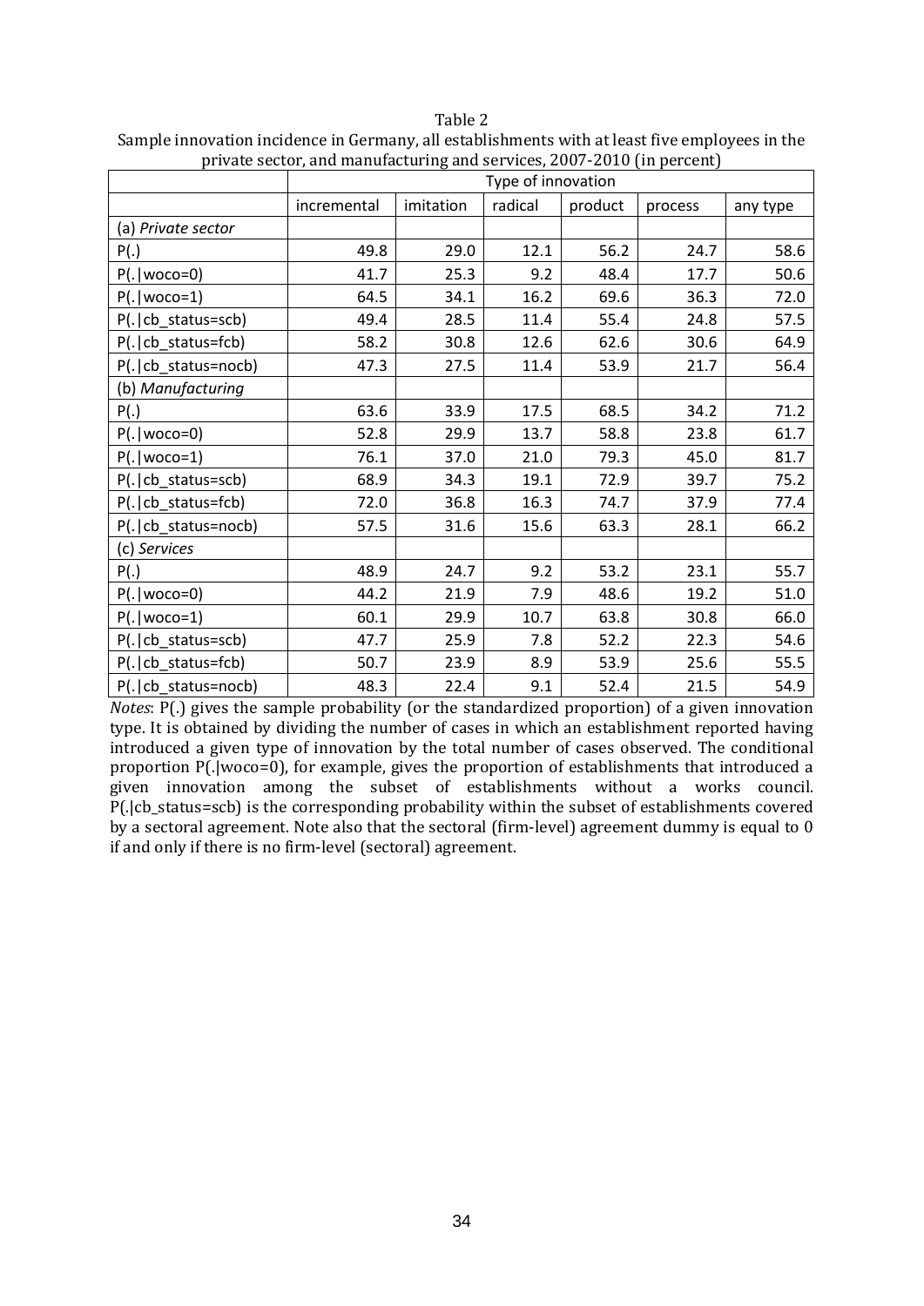Table 2

Sample innovation incidence in Germany, all establishments with at least five employees in the private sector, and manufacturing and services, 2007-2010 (in percent)

| | Type of innovation | | | | | |
|---|---|---|---|---|---|---|
| | incremental | imitation | radical | product | process | any type |
| (a) *Private sector* | | | | | | |
| P(.) | 49.8 | 29.0 | 12.1 | 56.2 | 24.7 | 58.6 |
| P(.\|woco=0) | 41.7 | 25.3 | 9.2 | 48.4 | 17.7 | 50.6 |
| P(.\|woco=1) | 64.5 | 34.1 | 16.2 | 69.6 | 36.3 | 72.0 |
| P(.\|cb_status=scb) | 49.4 | 28.5 | 11.4 | 55.4 | 24.8 | 57.5 |
| P(.\|cb_status=fcb) | 58.2 | 30.8 | 12.6 | 62.6 | 30.6 | 64.9 |
| P(.\|cb_status=nocb) | 47.3 | 27.5 | 11.4 | 53.9 | 21.7 | 56.4 |
| (b) *Manufacturing* | | | | | | |
| P(.) | 63.6 | 33.9 | 17.5 | 68.5 | 34.2 | 71.2 |
| P(.\|woco=0) | 52.8 | 29.9 | 13.7 | 58.8 | 23.8 | 61.7 |
| P(.\|woco=1) | 76.1 | 37.0 | 21.0 | 79.3 | 45.0 | 81.7 |
| P(.\|cb_status=scb) | 68.9 | 34.3 | 19.1 | 72.9 | 39.7 | 75.2 |
| P(.\|cb_status=fcb) | 72.0 | 36.8 | 16.3 | 74.7 | 37.9 | 77.4 |
| P(.\|cb_status=nocb) | 57.5 | 31.6 | 15.6 | 63.3 | 28.1 | 66.2 |
| (c) *Services* | | | | | | |
| P(.) | 48.9 | 24.7 | 9.2 | 53.2 | 23.1 | 55.7 |
| P(.\|woco=0) | 44.2 | 21.9 | 7.9 | 48.6 | 19.2 | 51.0 |
| P(.\|woco=1) | 60.1 | 29.9 | 10.7 | 63.8 | 30.8 | 66.0 |
| P(.\|cb_status=scb) | 47.7 | 25.9 | 7.8 | 52.2 | 22.3 | 54.6 |
| P(.\|cb_status=fcb) | 50.7 | 23.9 | 8.9 | 53.9 | 25.6 | 55.5 |
| P(.\|cb_status=nocb) | 48.3 | 22.4 | 9.1 | 52.4 | 21.5 | 54.9 |

*Notes*: P(.) gives the sample probability (or the standardized proportion) of a given innovation type. It is obtained by dividing the number of cases in which an establishment reported having introduced a given type of innovation by the total number of cases observed. The conditional proportion P(.|woco=0), for example, gives the proportion of establishments that introduced a given innovation among the subset of establishments without a works council. P(.|cb_status=scb) is the corresponding probability within the subset of establishments covered by a sectoral agreement. Note also that the sectoral (firm-level) agreement dummy is equal to 0 if and only if there is no firm-level (sectoral) agreement.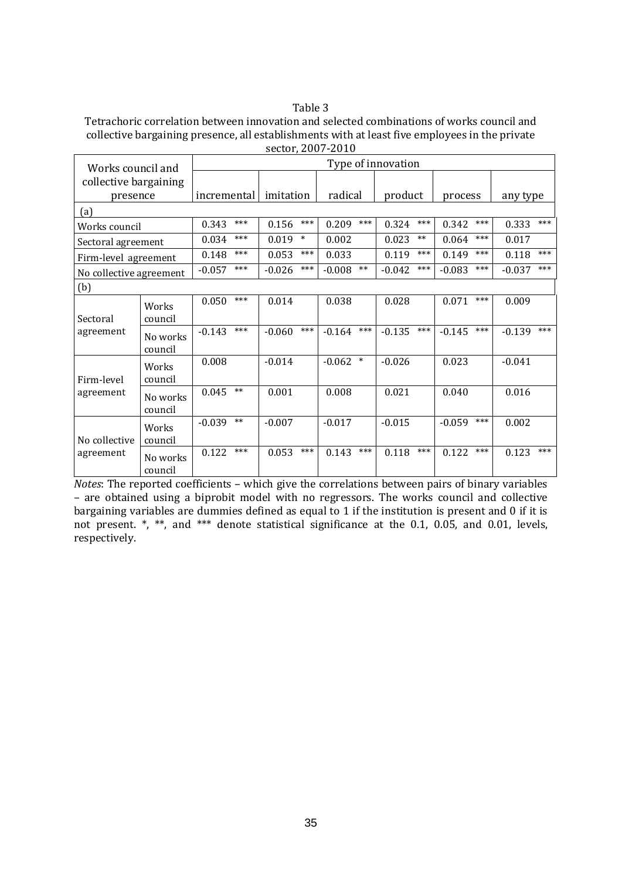Table 3

Tetrachoric correlation between innovation and selected combinations of works council and collective bargaining presence, all establishments with at least five employees in the private sector, 2007-2010

| Works council and collective bargaining presence | | Type of innovation | | | | | |
|---|---|---|---|---|---|---|---|
| | | incremental | imitation | radical | product | process | any type |
| (a) | | | | | | | |
| Works council | | 0.343 *** | 0.156 *** | 0.209 *** | 0.324 *** | 0.342 *** | 0.333 *** |
| Sectoral agreement | | 0.034 *** | 0.019 * | 0.002 | 0.023 ** | 0.064 *** | 0.017 |
| Firm-level agreement | | 0.148 *** | 0.053 *** | 0.033 | 0.119 *** | 0.149 *** | 0.118 *** |
| No collective agreement | | -0.057 *** | -0.026 *** | -0.008 ** | -0.042 *** | -0.083 *** | -0.037 *** |
| (b) | | | | | | | |
| Sectoral agreement | Works council | 0.050 *** | 0.014 | 0.038 | 0.028 | 0.071 *** | 0.009 |
| | No works council | -0.143 *** | -0.060 *** | -0.164 *** | -0.135 *** | -0.145 *** | -0.139 *** |
| Firm-level agreement | Works council | 0.008 | -0.014 | -0.062 * | -0.026 | 0.023 | -0.041 |
| | No works council | 0.045 ** | 0.001 | 0.008 | 0.021 | 0.040 | 0.016 |
| No collective agreement | Works council | -0.039 ** | -0.007 | -0.017 | -0.015 | -0.059 *** | 0.002 |
| | No works council | 0.122 *** | 0.053 *** | 0.143 *** | 0.118 *** | 0.122 *** | 0.123 *** |

*Notes*: The reported coefficients – which give the correlations between pairs of binary variables – are obtained using a biprobit model with no regressors. The works council and collective bargaining variables are dummies defined as equal to 1 if the institution is present and 0 if it is not present. *, **, and *** denote statistical significance at the 0.1, 0.05, and 0.01, levels, respectively.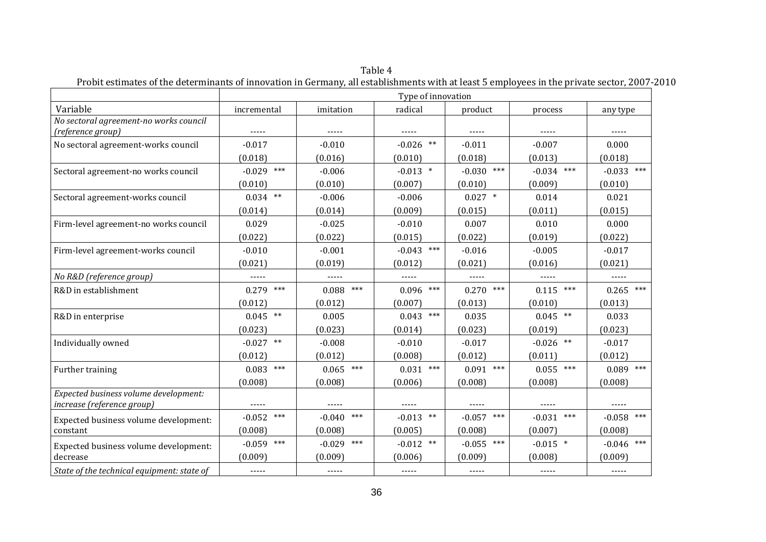Table 4

Probit estimates of the determinants of innovation in Germany, all establishments with at least 5 employees in the private sector, 2007-2010

| | Type of innovation | | | | | |
|---|---|---|---|---|---|---|
| Variable | incremental | imitation | radical | product | process | any type |
| *No sectoral agreement-no works council (reference group)* | ----- | ----- | ----- | ----- | ----- | ----- |
| No sectoral agreement-works council | -0.017 | -0.010 | -0.026 ** | -0.011 | -0.007 | 0.000 |
| | (0.018) | (0.016) | (0.010) | (0.018) | (0.013) | (0.018) |
| Sectoral agreement-no works council | -0.029 *** | -0.006 | -0.013 * | -0.030 *** | -0.034 *** | -0.033 *** |
| | (0.010) | (0.010) | (0.007) | (0.010) | (0.009) | (0.010) |
| Sectoral agreement-works council | 0.034 ** | -0.006 | -0.006 | 0.027 * | 0.014 | 0.021 |
| | (0.014) | (0.014) | (0.009) | (0.015) | (0.011) | (0.015) |
| Firm-level agreement-no works council | 0.029 | -0.025 | -0.010 | 0.007 | 0.010 | 0.000 |
| | (0.022) | (0.022) | (0.015) | (0.022) | (0.019) | (0.022) |
| Firm-level agreement-works council | -0.010 | -0.001 | -0.043 *** | -0.016 | -0.005 | -0.017 |
| | (0.021) | (0.019) | (0.012) | (0.021) | (0.016) | (0.021) |
| *No R&D (reference group)* | ----- | ----- | ----- | ----- | ----- | ----- |
| R&D in establishment | 0.279 *** | 0.088 *** | 0.096 *** | 0.270 *** | 0.115 *** | 0.265 *** |
| | (0.012) | (0.012) | (0.007) | (0.013) | (0.010) | (0.013) |
| R&D in enterprise | 0.045 ** | 0.005 | 0.043 *** | 0.035 | 0.045 ** | 0.033 |
| | (0.023) | (0.023) | (0.014) | (0.023) | (0.019) | (0.023) |
| Individually owned | -0.027 ** | -0.008 | -0.010 | -0.017 | -0.026 ** | -0.017 |
| | (0.012) | (0.012) | (0.008) | (0.012) | (0.011) | (0.012) |
| Further training | 0.083 *** | 0.065 *** | 0.031 *** | 0.091 *** | 0.055 *** | 0.089 *** |
| | (0.008) | (0.008) | (0.006) | (0.008) | (0.008) | (0.008) |
| *Expected business volume development: increase (reference group)* | ----- | ----- | ----- | ----- | ----- | ----- |
| Expected business volume development: constant | -0.052 *** | -0.040 *** | -0.013 ** | -0.057 *** | -0.031 *** | -0.058 *** |
| | (0.008) | (0.008) | (0.005) | (0.008) | (0.007) | (0.008) |
| Expected business volume development: decrease | -0.059 *** | -0.029 *** | -0.012 ** | -0.055 *** | -0.015 * | -0.046 *** |
| | (0.009) | (0.009) | (0.006) | (0.009) | (0.008) | (0.009) |
| *State of the technical equipment: state of* | ----- | ----- | ----- | ----- | ----- | ----- |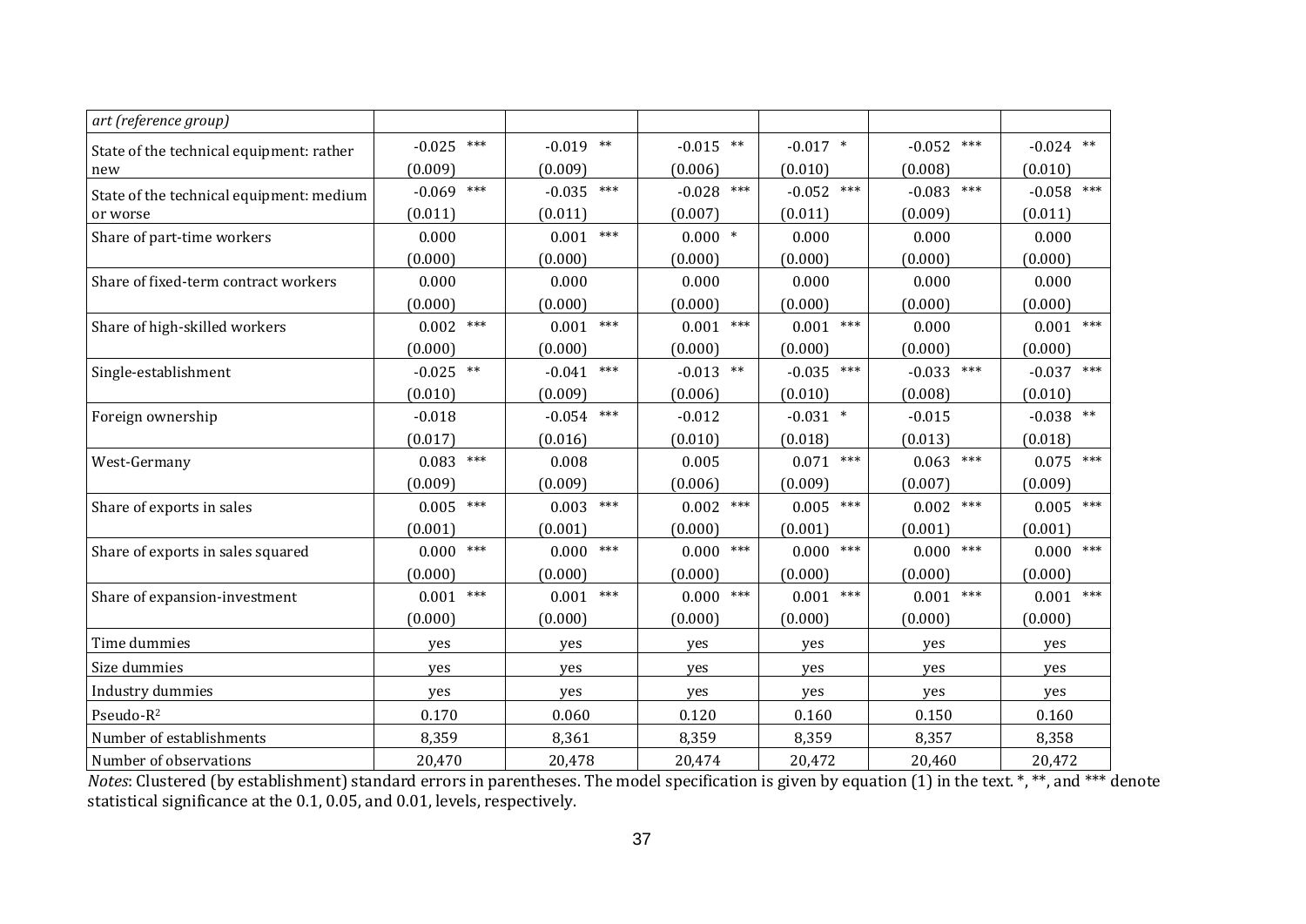| *art (reference group)* | | | | | | |
|---|---|---|---|---|---|---|
| State of the technical equipment: rather new | -0.025 *** | -0.019 ** | -0.015 ** | -0.017 * | -0.052 *** | -0.024 ** |
| | (0.009) | (0.009) | (0.006) | (0.010) | (0.008) | (0.010) |
| State of the technical equipment: medium or worse | -0.069 *** | -0.035 *** | -0.028 *** | -0.052 *** | -0.083 *** | -0.058 *** |
| | (0.011) | (0.011) | (0.007) | (0.011) | (0.009) | (0.011) |
| Share of part-time workers | 0.000 | 0.001 *** | 0.000 * | 0.000 | 0.000 | 0.000 |
| | (0.000) | (0.000) | (0.000) | (0.000) | (0.000) | (0.000) |
| Share of fixed-term contract workers | 0.000 | 0.000 | 0.000 | 0.000 | 0.000 | 0.000 |
| | (0.000) | (0.000) | (0.000) | (0.000) | (0.000) | (0.000) |
| Share of high-skilled workers | 0.002 *** | 0.001 *** | 0.001 *** | 0.001 *** | 0.000 | 0.001 *** |
| | (0.000) | (0.000) | (0.000) | (0.000) | (0.000) | (0.000) |
| Single-establishment | -0.025 ** | -0.041 *** | -0.013 ** | -0.035 *** | -0.033 *** | -0.037 *** |
| | (0.010) | (0.009) | (0.006) | (0.010) | (0.008) | (0.010) |
| Foreign ownership | -0.018 | -0.054 *** | -0.012 | -0.031 * | -0.015 | -0.038 ** |
| | (0.017) | (0.016) | (0.010) | (0.018) | (0.013) | (0.018) |
| West-Germany | 0.083 *** | 0.008 | 0.005 | 0.071 *** | 0.063 *** | 0.075 *** |
| | (0.009) | (0.009) | (0.006) | (0.009) | (0.007) | (0.009) |
| Share of exports in sales | 0.005 *** | 0.003 *** | 0.002 *** | 0.005 *** | 0.002 *** | 0.005 *** |
| | (0.001) | (0.001) | (0.000) | (0.001) | (0.001) | (0.001) |
| Share of exports in sales squared | 0.000 *** | 0.000 *** | 0.000 *** | 0.000 *** | 0.000 *** | 0.000 *** |
| | (0.000) | (0.000) | (0.000) | (0.000) | (0.000) | (0.000) |
| Share of expansion-investment | 0.001 *** | 0.001 *** | 0.000 *** | 0.001 *** | 0.001 *** | 0.001 *** |
| | (0.000) | (0.000) | (0.000) | (0.000) | (0.000) | (0.000) |
| Time dummies | yes | yes | yes | yes | yes | yes |
| Size dummies | yes | yes | yes | yes | yes | yes |
| Industry dummies | yes | yes | yes | yes | yes | yes |
| Pseudo-$R^2$ | 0.170 | 0.060 | 0.120 | 0.160 | 0.150 | 0.160 |
| Number of establishments | 8,359 | 8,361 | 8,359 | 8,359 | 8,357 | 8,358 |
| Number of observations | 20,470 | 20,478 | 20,474 | 20,472 | 20,460 | 20,472 |

*Notes*: Clustered (by establishment) standard errors in parentheses. The model specification is given by equation (1) in the text. *, **, and *** denote statistical significance at the 0.1, 0.05, and 0.01, levels, respectively.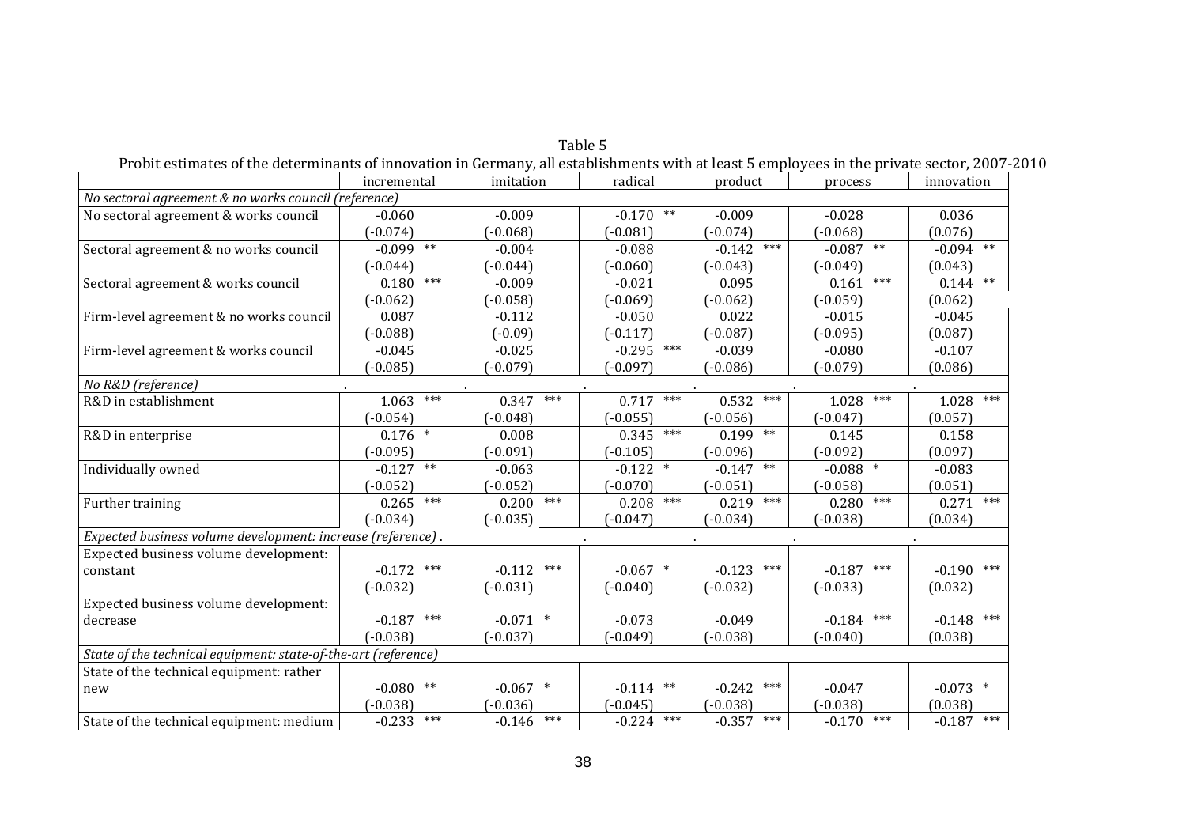Table 5

Probit estimates of the determinants of innovation in Germany, all establishments with at least 5 employees in the private sector, 2007-2010

| | incremental | imitation | radical | product | process | innovation |
|---|---|---|---|---|---|---|
| *No sectoral agreement & no works council (reference)* | | | | | | |
| No sectoral agreement & works council | -0.060 | -0.009 | -0.170 ** | -0.009 | -0.028 | 0.036 |
| | (-0.074) | (-0.068) | (-0.081) | (-0.074) | (-0.068) | (0.076) |
| Sectoral agreement & no works council | -0.099 ** | -0.004 | -0.088 | -0.142 *** | -0.087 ** | -0.094 ** |
| | (-0.044) | (-0.044) | (-0.060) | (-0.043) | (-0.049) | (0.043) |
| Sectoral agreement & works council | 0.180 *** | -0.009 | -0.021 | 0.095 | 0.161 *** | 0.144 ** |
| | (-0.062) | (-0.058) | (-0.069) | (-0.062) | (-0.059) | (0.062) |
| Firm-level agreement & no works council | 0.087 | -0.112 | -0.050 | 0.022 | -0.015 | -0.045 |
| | (-0.088) | (-0.09) | (-0.117) | (-0.087) | (-0.095) | (0.087) |
| Firm-level agreement & works council | -0.045 | -0.025 | -0.295 *** | -0.039 | -0.080 | -0.107 |
| | (-0.085) | (-0.079) | (-0.097) | (-0.086) | (-0.079) | (0.086) |
| *No R&D (reference)* | . | . | . | . | . | . |
| R&D in establishment | 1.063 *** | 0.347 *** | 0.717 *** | 0.532 *** | 1.028 *** | 1.028 *** |
| | (-0.054) | (-0.048) | (-0.055) | (-0.056) | (-0.047) | (0.057) |
| R&D in enterprise | 0.176 * | 0.008 | 0.345 *** | 0.199 ** | 0.145 | 0.158 |
| | (-0.095) | (-0.091) | (-0.105) | (-0.096) | (-0.092) | (0.097) |
| Individually owned | -0.127 ** | -0.063 | -0.122 * | -0.147 ** | -0.088 * | -0.083 |
| | (-0.052) | (-0.052) | (-0.070) | (-0.051) | (-0.058) | (0.051) |
| Further training | 0.265 *** | 0.200 *** | 0.208 *** | 0.219 *** | 0.280 *** | 0.271 *** |
| | (-0.034) | (-0.035) | (-0.047) | (-0.034) | (-0.038) | (0.034) |
| *Expected business volume development: increase (reference)* . | | | . | . | . | . |
| Expected business volume development: constant | -0.172 *** | -0.112 *** | -0.067 * | -0.123 *** | -0.187 *** | -0.190 *** |
| | (-0.032) | (-0.031) | (-0.040) | (-0.032) | (-0.033) | (0.032) |
| Expected business volume development: decrease | -0.187 *** | -0.071 * | -0.073 | -0.049 | -0.184 *** | -0.148 *** |
| | (-0.038) | (-0.037) | (-0.049) | (-0.038) | (-0.040) | (0.038) |
| *State of the technical equipment: state-of-the-art (reference)* | | | | | | |
| State of the technical equipment: rather new | -0.080 ** | -0.067 * | -0.114 ** | -0.242 *** | -0.047 | -0.073 * |
| | (-0.038) | (-0.036) | (-0.045) | (-0.038) | (-0.038) | (0.038) |
| State of the technical equipment: medium | -0.233 *** | -0.146 *** | -0.224 *** | -0.357 *** | -0.170 *** | -0.187 *** |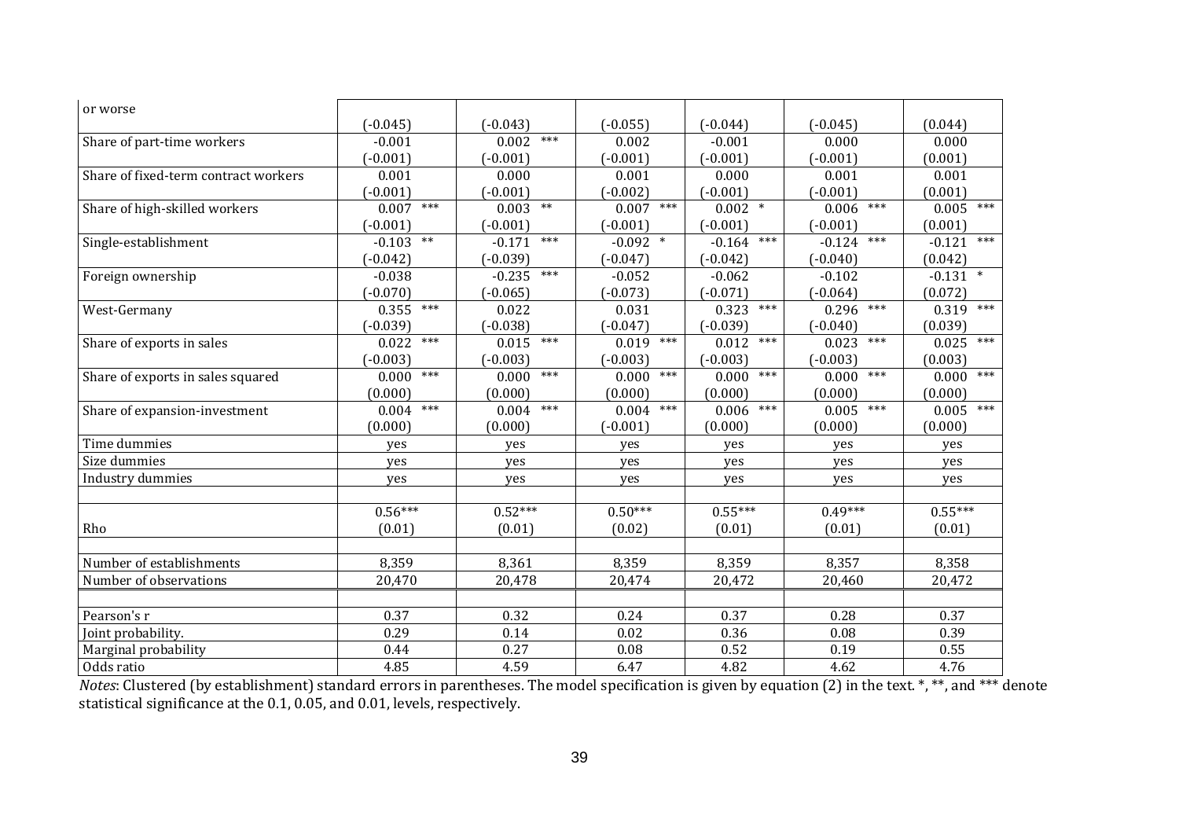| | | | | | | |
|---|---|---|---|---|---|---|
| or worse | | | | | | |
| | (-0.045) | (-0.043) | (-0.055) | (-0.044) | (-0.045) | (0.044) |
| Share of part-time workers | -0.001 | 0.002 *** | 0.002 | -0.001 | 0.000 | 0.000 |
| | (-0.001) | (-0.001) | (-0.001) | (-0.001) | (-0.001) | (0.001) |
| Share of fixed-term contract workers | 0.001 | 0.000 | 0.001 | 0.000 | 0.001 | 0.001 |
| | (-0.001) | (-0.001) | (-0.002) | (-0.001) | (-0.001) | (0.001) |
| Share of high-skilled workers | 0.007 *** | 0.003 ** | 0.007 *** | 0.002 * | 0.006 *** | 0.005 *** |
| | (-0.001) | (-0.001) | (-0.001) | (-0.001) | (-0.001) | (0.001) |
| Single-establishment | -0.103 ** | -0.171 *** | -0.092 * | -0.164 *** | -0.124 *** | -0.121 *** |
| | (-0.042) | (-0.039) | (-0.047) | (-0.042) | (-0.040) | (0.042) |
| Foreign ownership | -0.038 | -0.235 *** | -0.052 | -0.062 | -0.102 | -0.131 * |
| | (-0.070) | (-0.065) | (-0.073) | (-0.071) | (-0.064) | (0.072) |
| West-Germany | 0.355 *** | 0.022 | 0.031 | 0.323 *** | 0.296 *** | 0.319 *** |
| | (-0.039) | (-0.038) | (-0.047) | (-0.039) | (-0.040) | (0.039) |
| Share of exports in sales | 0.022 *** | 0.015 *** | 0.019 *** | 0.012 *** | 0.023 *** | 0.025 *** |
| | (-0.003) | (-0.003) | (-0.003) | (-0.003) | (-0.003) | (0.003) |
| Share of exports in sales squared | 0.000 *** | 0.000 *** | 0.000 *** | 0.000 *** | 0.000 *** | 0.000 *** |
| | (0.000) | (0.000) | (0.000) | (0.000) | (0.000) | (0.000) |
| Share of expansion-investment | 0.004 *** | 0.004 *** | 0.004 *** | 0.006 *** | 0.005 *** | 0.005 *** |
| | (0.000) | (0.000) | (-0.001) | (0.000) | (0.000) | (0.000) |
| Time dummies | yes | yes | yes | yes | yes | yes |
| Size dummies | yes | yes | yes | yes | yes | yes |
| Industry dummies | yes | yes | yes | yes | yes | yes |
| | | | | | | |
| Rho | 0.56*** | 0.52*** | 0.50*** | 0.55*** | 0.49*** | 0.55*** |
| | (0.01) | (0.01) | (0.02) | (0.01) | (0.01) | (0.01) |
| | | | | | | |
| Number of establishments | 8,359 | 8,361 | 8,359 | 8,359 | 8,357 | 8,358 |
| Number of observations | 20,470 | 20,478 | 20,474 | 20,472 | 20,460 | 20,472 |
| | | | | | | |
| Pearson's r | 0.37 | 0.32 | 0.24 | 0.37 | 0.28 | 0.37 |
| Joint probability. | 0.29 | 0.14 | 0.02 | 0.36 | 0.08 | 0.39 |
| Marginal probability | 0.44 | 0.27 | 0.08 | 0.52 | 0.19 | 0.55 |
| Odds ratio | 4.85 | 4.59 | 6.47 | 4.82 | 4.62 | 4.76 |

*Notes*: Clustered (by establishment) standard errors in parentheses. The model specification is given by equation (2) in the text. *, **, and *** denote statistical significance at the 0.1, 0.05, and 0.01, levels, respectively.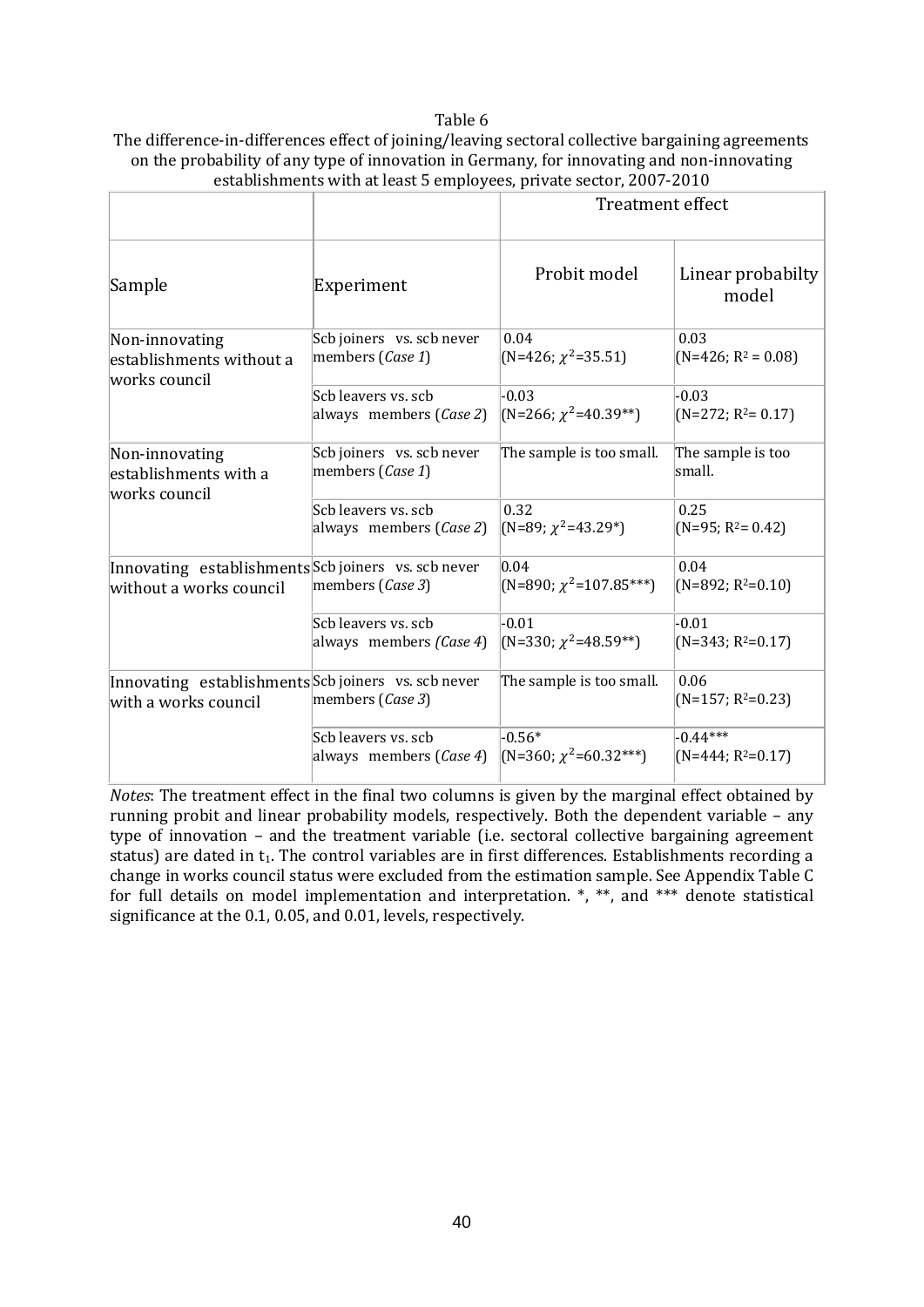Table 6

The difference-in-differences effect of joining/leaving sectoral collective bargaining agreements on the probability of any type of innovation in Germany, for innovating and non-innovating establishments with at least 5 employees, private sector, 2007-2010

| | | Treatment effect | |
|---|---|---|---|
| Sample | Experiment | Probit model | Linear probabilty model |
| Non-innovating establishments without a works council | Scb joiners vs. scb never members (*Case 1*) | 0.04 (N=426; $\chi^2$=35.51) | 0.03 (N=426; $R^2$ = 0.08) |
| | Scb leavers vs. scb always members (*Case 2*) | -0.03 (N=266; $\chi^2$=40.39**) | -0.03 (N=272; $R^2$= 0.17) |
| Non-innovating establishments with a works council | Scb joiners vs. scb never members (*Case 1*) | The sample is too small. | The sample is too small. |
| | Scb leavers vs. scb always members (*Case 2*) | 0.32 (N=89; $\chi^2$=43.29*) | 0.25 (N=95; $R^2$= 0.42) |
| Innovating establishments without a works council | Scb joiners vs. scb never members (*Case 3*) | 0.04 (N=890; $\chi^2$=107.85***) | 0.04 (N=892; $R^2$=0.10) |
| | Scb leavers vs. scb always members (*Case 4*) | -0.01 (N=330; $\chi^2$=48.59**) | -0.01 (N=343; $R^2$=0.17) |
| Innovating establishments with a works council | Scb joiners vs. scb never members (*Case 3*) | The sample is too small. | 0.06 (N=157; $R^2$=0.23) |
| | Scb leavers vs. scb always members (*Case 4*) | -0.56* (N=360; $\chi^2$=60.32***) | -0.44*** (N=444; $R^2$=0.17) |

*Notes*: The treatment effect in the final two columns is given by the marginal effect obtained by running probit and linear probability models, respectively. Both the dependent variable – any type of innovation – and the treatment variable (i.e. sectoral collective bargaining agreement status) are dated in $t_1$. The control variables are in first differences. Establishments recording a change in works council status were excluded from the estimation sample. See Appendix Table C for full details on model implementation and interpretation. *, **, and *** denote statistical significance at the 0.1, 0.05, and 0.01, levels, respectively.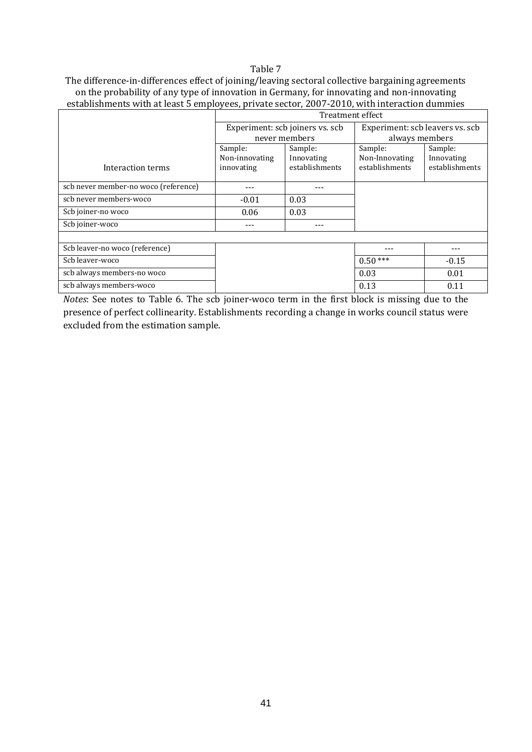Table 7

The difference-in-differences effect of joining/leaving sectoral collective bargaining agreements on the probability of any type of innovation in Germany, for innovating and non-innovating establishments with at least 5 employees, private sector, 2007-2010, with interaction dummies

| | Treatment effect | | | |
|---|---|---|---|---|
| | Experiment: scb joiners vs. scb never members | | Experiment: scb leavers vs. scb always members | |
| Interaction terms | Sample: Non-innovating innovating | Sample: Innovating establishments | Sample: Non-Innovating establishments | Sample: Innovating establishments |
| scb never member-no woco (reference) | --- | --- | | |
| scb never members-woco | -0.01 | 0.03 | | |
| Scb joiner-no woco | 0.06 | 0.03 | | |
| Scb joiner-woco | --- | --- | | |
| | | | | |
| Scb leaver-no woco (reference) | | | --- | --- |
| Scb leaver-woco | | | 0.50 *** | -0.15 |
| scb always members-no woco | | | 0.03 | 0.01 |
| scb always members-woco | | | 0.13 | 0.11 |

*Notes*: See notes to Table 6. The scb joiner-woco term in the first block is missing due to the presence of perfect collinearity. Establishments recording a change in works council status were excluded from the estimation sample.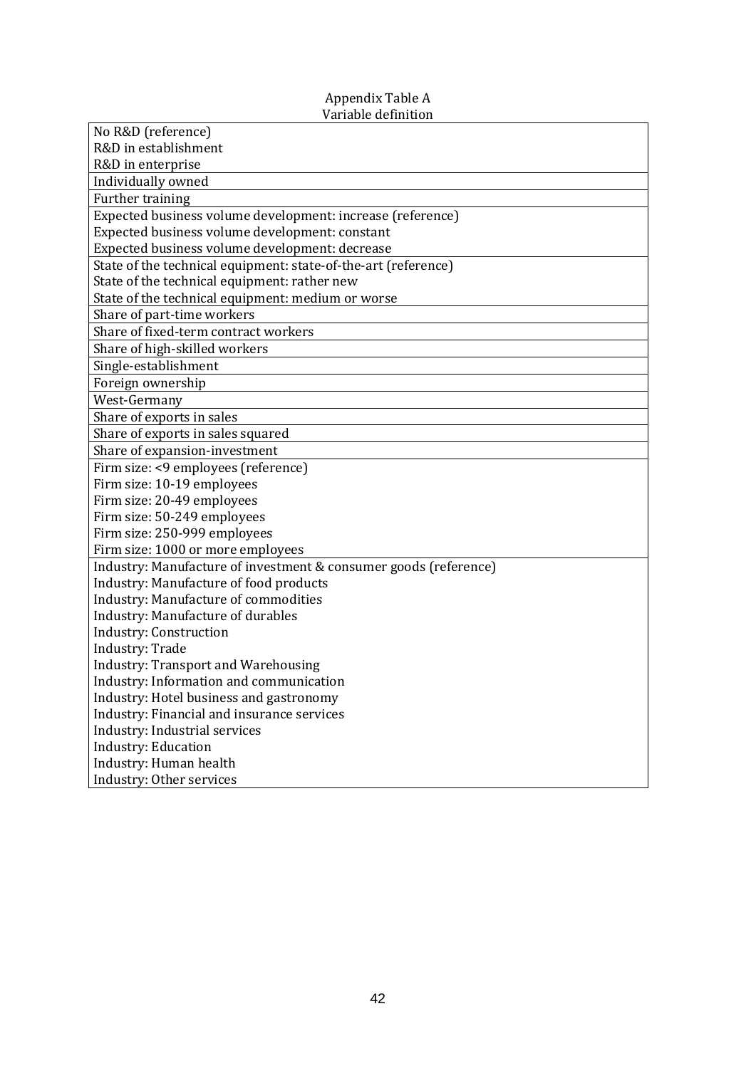Appendix Table A
Variable definition

| Variable |
|---|
| No R&D (reference) |
| R&D in establishment |
| R&D in enterprise |
| Individually owned |
| Further training |
| Expected business volume development: increase (reference) |
| Expected business volume development: constant |
| Expected business volume development: decrease |
| State of the technical equipment: state-of-the-art (reference) |
| State of the technical equipment: rather new |
| State of the technical equipment: medium or worse |
| Share of part-time workers |
| Share of fixed-term contract workers |
| Share of high-skilled workers |
| Single-establishment |
| Foreign ownership |
| West-Germany |
| Share of exports in sales |
| Share of exports in sales squared |
| Share of expansion-investment |
| Firm size: <9 employees (reference) |
| Firm size: 10-19 employees |
| Firm size: 20-49 employees |
| Firm size: 50-249 employees |
| Firm size: 250-999 employees |
| Firm size: 1000 or more employees |
| Industry: Manufacture of investment & consumer goods (reference) |
| Industry: Manufacture of food products |
| Industry: Manufacture of commodities |
| Industry: Manufacture of durables |
| Industry: Construction |
| Industry: Trade |
| Industry: Transport and Warehousing |
| Industry: Information and communication |
| Industry: Hotel business and gastronomy |
| Industry: Financial and insurance services |
| Industry: Industrial services |
| Industry: Education |
| Industry: Human health |
| Industry: Other services |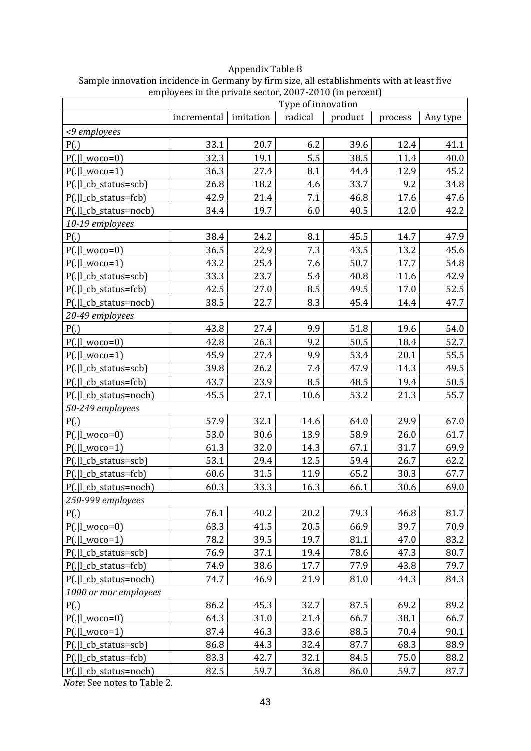Appendix Table B

Sample innovation incidence in Germany by firm size, all establishments with at least five employees in the private sector, 2007-2010 (in percent)

| | Type of innovation | | | | | |
|---|---|---|---|---|---|---|
| | incremental | imitation | radical | product | process | Any type |
| *<9 employees* | | | | | | |
| P(.) | 33.1 | 20.7 | 6.2 | 39.6 | 12.4 | 41.1 |
| P(.\|l_woco=0) | 32.3 | 19.1 | 5.5 | 38.5 | 11.4 | 40.0 |
| P(.\|l_woco=1) | 36.3 | 27.4 | 8.1 | 44.4 | 12.9 | 45.2 |
| P(.\|l_cb_status=scb) | 26.8 | 18.2 | 4.6 | 33.7 | 9.2 | 34.8 |
| P(.\|l_cb_status=fcb) | 42.9 | 21.4 | 7.1 | 46.8 | 17.6 | 47.6 |
| P(.\|l_cb_status=nocb) | 34.4 | 19.7 | 6.0 | 40.5 | 12.0 | 42.2 |
| *10-19 employees* | | | | | | |
| P(.) | 38.4 | 24.2 | 8.1 | 45.5 | 14.7 | 47.9 |
| P(.\|l_woco=0) | 36.5 | 22.9 | 7.3 | 43.5 | 13.2 | 45.6 |
| P(.\|l_woco=1) | 43.2 | 25.4 | 7.6 | 50.7 | 17.7 | 54.8 |
| P(.\|l_cb_status=scb) | 33.3 | 23.7 | 5.4 | 40.8 | 11.6 | 42.9 |
| P(.\|l_cb_status=fcb) | 42.5 | 27.0 | 8.5 | 49.5 | 17.0 | 52.5 |
| P(.\|l_cb_status=nocb) | 38.5 | 22.7 | 8.3 | 45.4 | 14.4 | 47.7 |
| *20-49 employees* | | | | | | |
| P(.) | 43.8 | 27.4 | 9.9 | 51.8 | 19.6 | 54.0 |
| P(.\|l_woco=0) | 42.8 | 26.3 | 9.2 | 50.5 | 18.4 | 52.7 |
| P(.\|l_woco=1) | 45.9 | 27.4 | 9.9 | 53.4 | 20.1 | 55.5 |
| P(.\|l_cb_status=scb) | 39.8 | 26.2 | 7.4 | 47.9 | 14.3 | 49.5 |
| P(.\|l_cb_status=fcb) | 43.7 | 23.9 | 8.5 | 48.5 | 19.4 | 50.5 |
| P(.\|l_cb_status=nocb) | 45.5 | 27.1 | 10.6 | 53.2 | 21.3 | 55.7 |
| *50-249 employees* | | | | | | |
| P(.) | 57.9 | 32.1 | 14.6 | 64.0 | 29.9 | 67.0 |
| P(.\|l_woco=0) | 53.0 | 30.6 | 13.9 | 58.9 | 26.0 | 61.7 |
| P(.\|l_woco=1) | 61.3 | 32.0 | 14.3 | 67.1 | 31.7 | 69.9 |
| P(.\|l_cb_status=scb) | 53.1 | 29.4 | 12.5 | 59.4 | 26.7 | 62.2 |
| P(.\|l_cb_status=fcb) | 60.6 | 31.5 | 11.9 | 65.2 | 30.3 | 67.7 |
| P(.\|l_cb_status=nocb) | 60.3 | 33.3 | 16.3 | 66.1 | 30.6 | 69.0 |
| *250-999 employees* | | | | | | |
| P(.) | 76.1 | 40.2 | 20.2 | 79.3 | 46.8 | 81.7 |
| P(.\|l_woco=0) | 63.3 | 41.5 | 20.5 | 66.9 | 39.7 | 70.9 |
| P(.\|l_woco=1) | 78.2 | 39.5 | 19.7 | 81.1 | 47.0 | 83.2 |
| P(.\|l_cb_status=scb) | 76.9 | 37.1 | 19.4 | 78.6 | 47.3 | 80.7 |
| P(.\|l_cb_status=fcb) | 74.9 | 38.6 | 17.7 | 77.9 | 43.8 | 79.7 |
| P(.\|l_cb_status=nocb) | 74.7 | 46.9 | 21.9 | 81.0 | 44.3 | 84.3 |
| *1000 or mor employees* | | | | | | |
| P(.) | 86.2 | 45.3 | 32.7 | 87.5 | 69.2 | 89.2 |
| P(.\|l_woco=0) | 64.3 | 31.0 | 21.4 | 66.7 | 38.1 | 66.7 |
| P(.\|l_woco=1) | 87.4 | 46.3 | 33.6 | 88.5 | 70.4 | 90.1 |
| P(.\|l_cb_status=scb) | 86.8 | 44.3 | 32.4 | 87.7 | 68.3 | 88.9 |
| P(.\|l_cb_status=fcb) | 83.3 | 42.7 | 32.1 | 84.5 | 75.0 | 88.2 |
| P(.\|l_cb_status=nocb) | 82.5 | 59.7 | 36.8 | 86.0 | 59.7 | 87.7 |

*Note*: See notes to Table 2.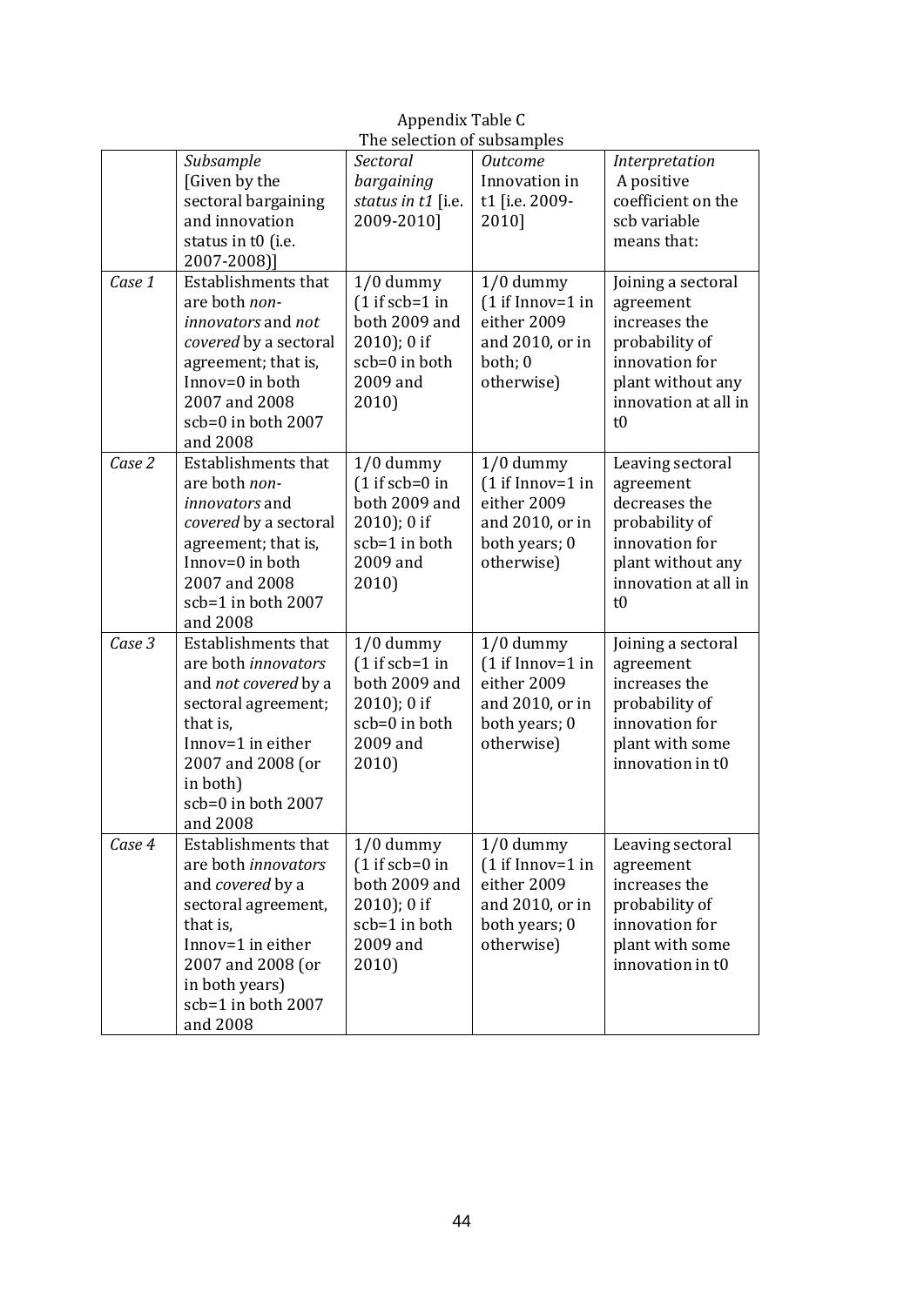Appendix Table C

The selection of subsamples

| | *Subsample* [Given by the sectoral bargaining and innovation status in t0 (i.e. 2007-2008)] | *Sectoral bargaining status in t1* [i.e. 2009-2010] | *Outcome* Innovation in t1 [i.e. 2009-2010] | *Interpretation* A positive coefficient on the scb variable means that: |
|---|---|---|---|---|
| *Case 1* | Establishments that are both *non-innovators* and *not covered* by a sectoral agreement; that is, Innov=0 in both 2007 and 2008 scb=0 in both 2007 and 2008 | 1/0 dummy (1 if scb=1 in both 2009 and 2010); 0 if scb=0 in both 2009 and 2010) | 1/0 dummy (1 if Innov=1 in either 2009 and 2010, or in both; 0 otherwise) | Joining a sectoral agreement increases the probability of innovation for plant without any innovation at all in t0 |
| *Case 2* | Establishments that are both *non-innovators* and *covered* by a sectoral agreement; that is, Innov=0 in both 2007 and 2008 scb=1 in both 2007 and 2008 | 1/0 dummy (1 if scb=0 in both 2009 and 2010); 0 if scb=1 in both 2009 and 2010) | 1/0 dummy (1 if Innov=1 in either 2009 and 2010, or in both years; 0 otherwise) | Leaving sectoral agreement decreases the probability of innovation for plant without any innovation at all in t0 |
| *Case 3* | Establishments that are both *innovators* and *not covered* by a sectoral agreement; that is, Innov=1 in either 2007 and 2008 (or in both) scb=0 in both 2007 and 2008 | 1/0 dummy (1 if scb=1 in both 2009 and 2010); 0 if scb=0 in both 2009 and 2010) | 1/0 dummy (1 if Innov=1 in either 2009 and 2010, or in both years; 0 otherwise) | Joining a sectoral agreement increases the probability of innovation for plant with some innovation in t0 |
| *Case 4* | Establishments that are both *innovators* and *covered* by a sectoral agreement, that is, Innov=1 in either 2007 and 2008 (or in both years) scb=1 in both 2007 and 2008 | 1/0 dummy (1 if scb=0 in both 2009 and 2010); 0 if scb=1 in both 2009 and 2010) | 1/0 dummy (1 if Innov=1 in either 2009 and 2010, or in both years; 0 otherwise) | Leaving sectoral agreement increases the probability of innovation for plant with some innovation in t0 |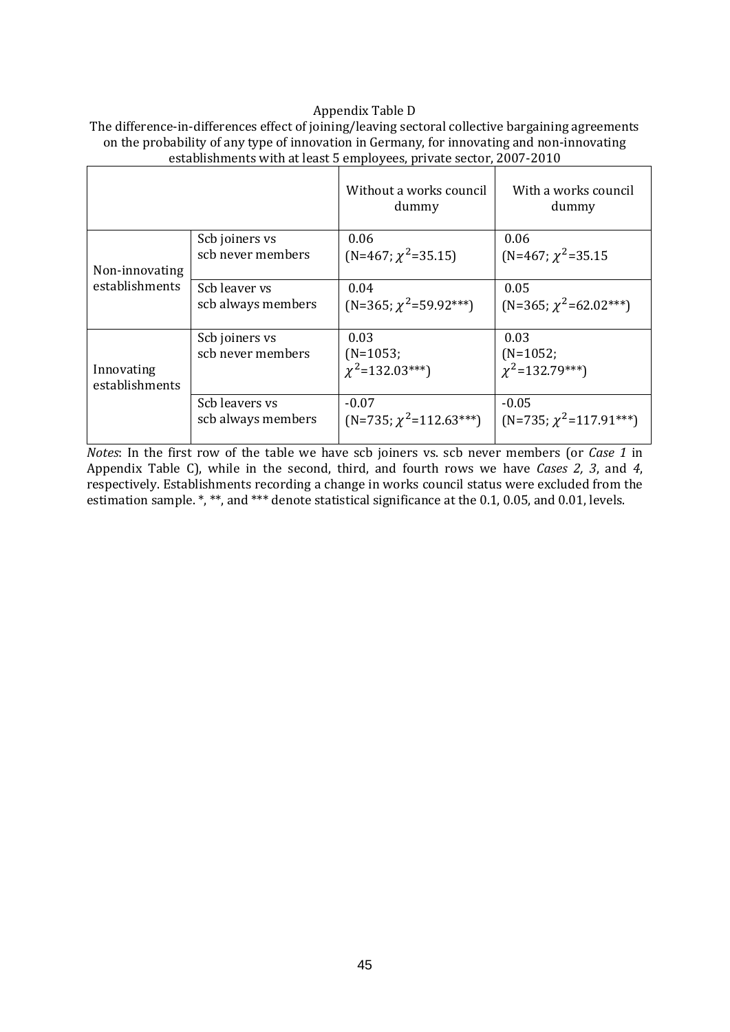Appendix Table D

The difference-in-differences effect of joining/leaving sectoral collective bargaining agreements on the probability of any type of innovation in Germany, for innovating and non-innovating establishments with at least 5 employees, private sector, 2007-2010

| | | Without a works council dummy | With a works council dummy |
|---|---|---|---|
| Non-innovating establishments | Scb joiners vs scb never members | 0.06 (N=467; $\chi^2$=35.15) | 0.06 (N=467; $\chi^2$=35.15 |
| | Scb leaver vs scb always members | 0.04 (N=365; $\chi^2$=59.92***) | 0.05 (N=365; $\chi^2$=62.02***) |
| Innovating establishments | Scb joiners vs scb never members | 0.03 (N=1053; $\chi^2$=132.03***) | 0.03 (N=1052; $\chi^2$=132.79***) |
| | Scb leavers vs scb always members | -0.07 (N=735; $\chi^2$=112.63***) | -0.05 (N=735; $\chi^2$=117.91***) |

*Notes*: In the first row of the table we have scb joiners vs. scb never members (or *Case 1* in Appendix Table C), while in the second, third, and fourth rows we have *Cases 2, 3*, and *4*, respectively. Establishments recording a change in works council status were excluded from the estimation sample. *, **, and *** denote statistical significance at the 0.1, 0.05, and 0.01, levels.